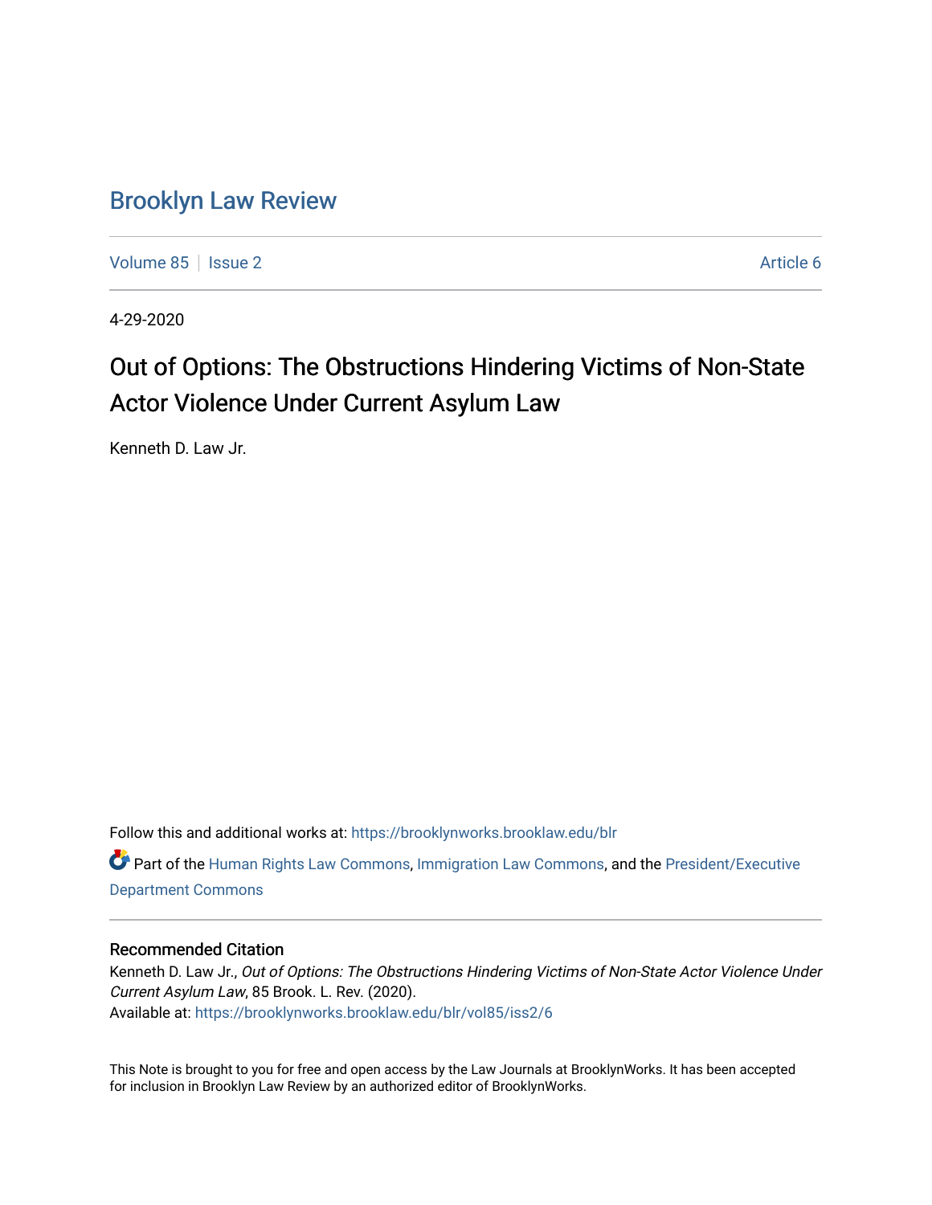# Brooklyn Law Review

Volume 85 | Issue 2 | Article 6

4-29-2020

## Out of Options: The Obstructions Hindering Victims of Non-State Actor Violence Under Current Asylum Law

Kenneth D. Law Jr.

Follow this and additional works at: https://brooklynworks.brooklaw.edu/blr

Part of the Human Rights Law Commons, Immigration Law Commons, and the President/Executive Department Commons

### Recommended Citation

Kenneth D. Law Jr., *Out of Options: The Obstructions Hindering Victims of Non-State Actor Violence Under Current Asylum Law*, 85 Brook. L. Rev. (2020).
Available at: https://brooklynworks.brooklaw.edu/blr/vol85/iss2/6

This Note is brought to you for free and open access by the Law Journals at BrooklynWorks. It has been accepted for inclusion in Brooklyn Law Review by an authorized editor of BrooklynWorks.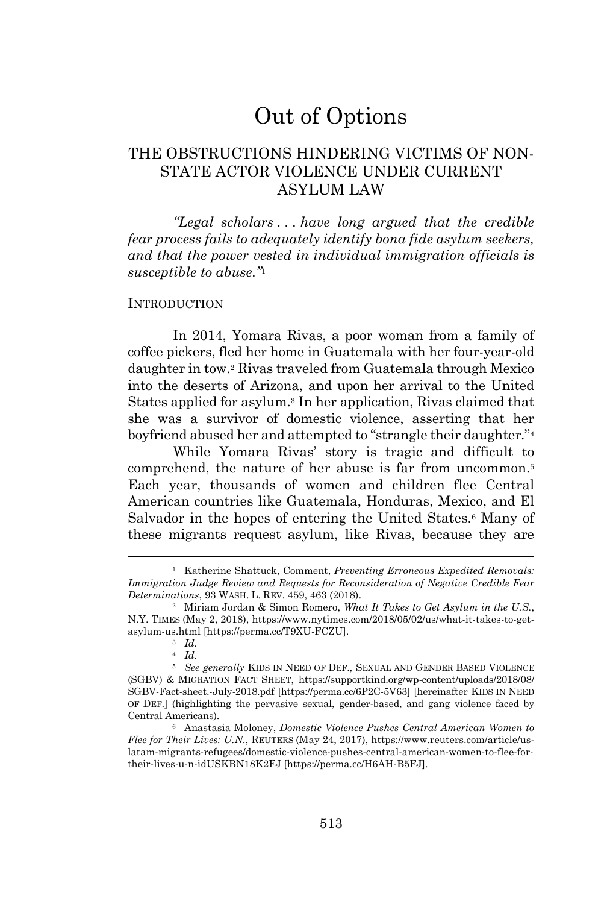# Out of Options

## THE OBSTRUCTIONS HINDERING VICTIMS OF NON-STATE ACTOR VIOLENCE UNDER CURRENT ASYLUM LAW

*"Legal scholars . . . have long argued that the credible fear process fails to adequately identify bona fide asylum seekers, and that the power vested in individual immigration officials is susceptible to abuse."*[1]

### INTRODUCTION

In 2014, Yomara Rivas, a poor woman from a family of coffee pickers, fled her home in Guatemala with her four-year-old daughter in tow.[2] Rivas traveled from Guatemala through Mexico into the deserts of Arizona, and upon her arrival to the United States applied for asylum.[3] In her application, Rivas claimed that she was a survivor of domestic violence, asserting that her boyfriend abused her and attempted to "strangle their daughter."[4]

While Yomara Rivas' story is tragic and difficult to comprehend, the nature of her abuse is far from uncommon.[5] Each year, thousands of women and children flee Central American countries like Guatemala, Honduras, Mexico, and El Salvador in the hopes of entering the United States.[6] Many of these migrants request asylum, like Rivas, because they are

---

[1] Katherine Shattuck, Comment, *Preventing Erroneous Expedited Removals: Immigration Judge Review and Requests for Reconsideration of Negative Credible Fear Determinations*, 93 WASH. L. REV. 459, 463 (2018).

[2] Miriam Jordan & Simon Romero, *What It Takes to Get Asylum in the U.S.*, N.Y. TIMES (May 2, 2018), https://www.nytimes.com/2018/05/02/us/what-it-takes-to-get-asylum-us.html [https://perma.cc/T9XU-FCZU].

[3] *Id.*

[4] *Id.*

[5] *See generally* KIDS IN NEED OF DEF., SEXUAL AND GENDER BASED VIOLENCE (SGBV) & MIGRATION FACT SHEET, https://supportkind.org/wp-content/uploads/2018/08/SGBV-Fact-sheet.-July-2018.pdf [https://perma.cc/6P2C-5V63] [hereinafter KIDS IN NEED OF DEF.] (highlighting the pervasive sexual, gender-based, and gang violence faced by Central Americans).

[6] Anastasia Moloney, *Domestic Violence Pushes Central American Women to Flee for Their Lives: U.N.*, REUTERS (May 24, 2017), https://www.reuters.com/article/us-latam-migrants-refugees/domestic-violence-pushes-central-american-women-to-flee-for-their-lives-u-n-idUSKBN18K2FJ [https://perma.cc/H6AH-B5FJ].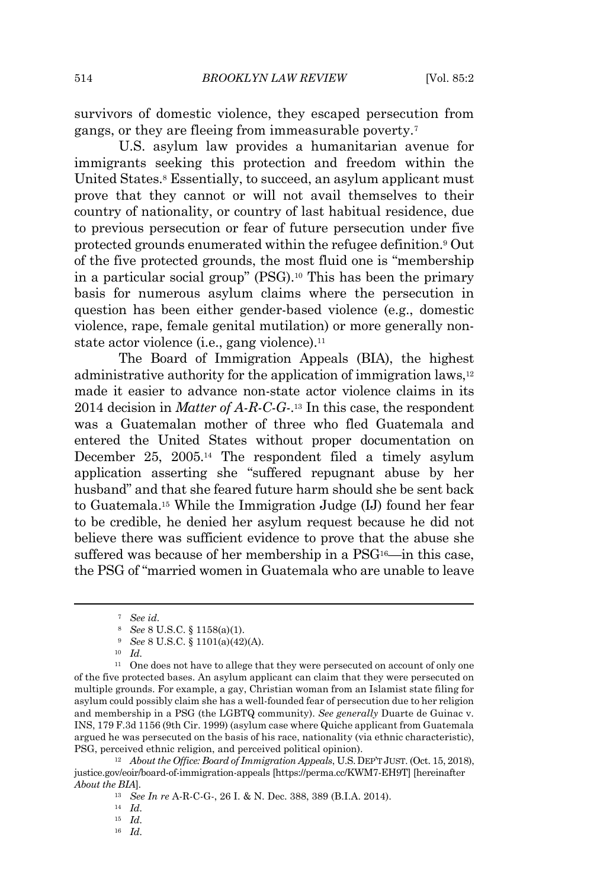survivors of domestic violence, they escaped persecution from gangs, or they are fleeing from immeasurable poverty.[7]

U.S. asylum law provides a humanitarian avenue for immigrants seeking this protection and freedom within the United States.[8] Essentially, to succeed, an asylum applicant must prove that they cannot or will not avail themselves to their country of nationality, or country of last habitual residence, due to previous persecution or fear of future persecution under five protected grounds enumerated within the refugee definition.[9] Out of the five protected grounds, the most fluid one is "membership in a particular social group" (PSG).[10] This has been the primary basis for numerous asylum claims where the persecution in question has been either gender-based violence (e.g., domestic violence, rape, female genital mutilation) or more generally non-state actor violence (i.e., gang violence).[11]

The Board of Immigration Appeals (BIA), the highest administrative authority for the application of immigration laws,[12] made it easier to advance non-state actor violence claims in its 2014 decision in *Matter of A-R-C-G-*.[13] In this case, the respondent was a Guatemalan mother of three who fled Guatemala and entered the United States without proper documentation on December 25, 2005.[14] The respondent filed a timely asylum application asserting she "suffered repugnant abuse by her husband" and that she feared future harm should she be sent back to Guatemala.[15] While the Immigration Judge (IJ) found her fear to be credible, he denied her asylum request because he did not believe there was sufficient evidence to prove that the abuse she suffered was because of her membership in a PSG[16]—in this case, the PSG of "married women in Guatemala who are unable to leave

---

[7] *See id.*

[8] *See* 8 U.S.C. § 1158(a)(1).

[9] *See* 8 U.S.C. § 1101(a)(42)(A).

[10] *Id.*

[11] One does not have to allege that they were persecuted on account of only one of the five protected bases. An asylum applicant can claim that they were persecuted on multiple grounds. For example, a gay, Christian woman from an Islamist state filing for asylum could possibly claim she has a well-founded fear of persecution due to her religion and membership in a PSG (the LGBTQ community). *See generally* Duarte de Guinac v. INS, 179 F.3d 1156 (9th Cir. 1999) (asylum case where Quiche applicant from Guatemala argued he was persecuted on the basis of his race, nationality (via ethnic characteristic), PSG, perceived ethnic religion, and perceived political opinion).

[12] *About the Office: Board of Immigration Appeals*, U.S. DEP'T JUST. (Oct. 15, 2018), justice.gov/eoir/board-of-immigration-appeals [https://perma.cc/KWM7-EH9T] [hereinafter *About the BIA*].

[13] *See In re* A-R-C-G-, 26 I. & N. Dec. 388, 389 (B.I.A. 2014).

[14] *Id.*

[15] *Id.*

[16] *Id.*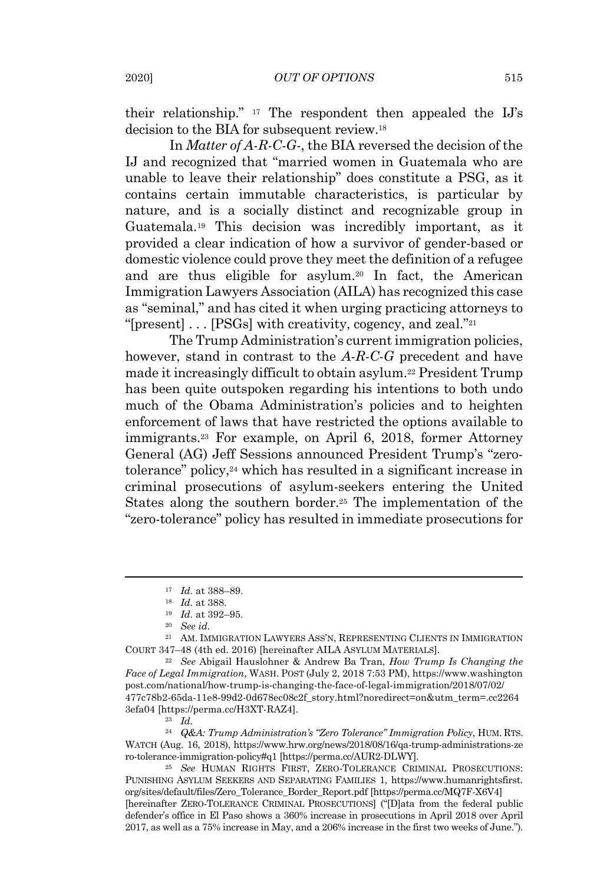their relationship." [17] The respondent then appealed the IJ's decision to the BIA for subsequent review.[18]

In *Matter of A-R-C-G-*, the BIA reversed the decision of the IJ and recognized that "married women in Guatemala who are unable to leave their relationship" does constitute a PSG, as it contains certain immutable characteristics, is particular by nature, and is a socially distinct and recognizable group in Guatemala.[19] This decision was incredibly important, as it provided a clear indication of how a survivor of gender-based or domestic violence could prove they meet the definition of a refugee and are thus eligible for asylum.[20] In fact, the American Immigration Lawyers Association (AILA) has recognized this case as "seminal," and has cited it when urging practicing attorneys to "[present] . . . [PSGs] with creativity, cogency, and zeal."[21]

The Trump Administration's current immigration policies, however, stand in contrast to the *A-R-C-G* precedent and have made it increasingly difficult to obtain asylum.[22] President Trump has been quite outspoken regarding his intentions to both undo much of the Obama Administration's policies and to heighten enforcement of laws that have restricted the options available to immigrants.[23] For example, on April 6, 2018, former Attorney General (AG) Jeff Sessions announced President Trump's "zero-tolerance" policy,[24] which has resulted in a significant increase in criminal prosecutions of asylum-seekers entering the United States along the southern border.[25] The implementation of the "zero-tolerance" policy has resulted in immediate prosecutions for

---

[17] *Id.* at 388–89.

[18] *Id.* at 388.

[19] *Id.* at 392–95.

[20] *See id.*

[21] AM. IMMIGRATION LAWYERS ASS'N, REPRESENTING CLIENTS IN IMMIGRATION COURT 347–48 (4th ed. 2016) [hereinafter AILA ASYLUM MATERIALS].

[22] *See* Abigail Hauslohner & Andrew Ba Tran, *How Trump Is Changing the Face of Legal Immigration*, WASH. POST (July 2, 2018 7:53 PM), https://www.washingtonpost.com/national/how-trump-is-changing-the-face-of-legal-immigration/2018/07/02/477c78b2-65da-11e8-99d2-0d678ec08c2f_story.html?noredirect=on&utm_term=.cc22643efa04 [https://perma.cc/H3XT-RAZ4].

[23] *Id.*

[24] *Q&A: Trump Administration's "Zero Tolerance" Immigration Policy*, HUM. RTS. WATCH (Aug. 16, 2018), https://www.hrw.org/news/2018/08/16/qa-trump-administrations-zero-tolerance-immigration-policy#q1 [https://perma.cc/AUR2-DLWY].

[25] *See* HUMAN RIGHTS FIRST, ZERO-TOLERANCE CRIMINAL PROSECUTIONS: PUNISHING ASYLUM SEEKERS AND SEPARATING FAMILIES 1, https://www.humanrightsfirst.org/sites/default/files/Zero_Tolerance_Border_Report.pdf [https://perma.cc/MQ7F-X6V4] [hereinafter ZERO-TOLERANCE CRIMINAL PROSECUTIONS] ("[D]ata from the federal public defender's office in El Paso shows a 360% increase in prosecutions in April 2018 over April 2017, as well as a 75% increase in May, and a 206% increase in the first two weeks of June.").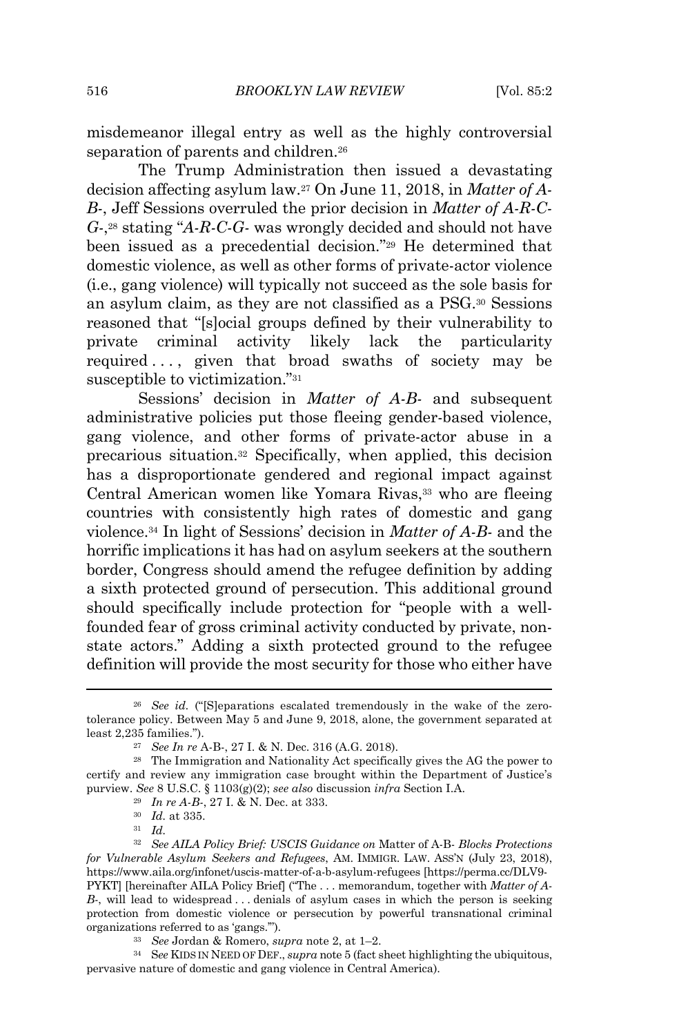misdemeanor illegal entry as well as the highly controversial separation of parents and children.[26]

The Trump Administration then issued a devastating decision affecting asylum law.[27] On June 11, 2018, in *Matter of A-B-*, Jeff Sessions overruled the prior decision in *Matter of A-R-C-G-*,[28] stating "*A-R-C-G-* was wrongly decided and should not have been issued as a precedential decision."[29] He determined that domestic violence, as well as other forms of private-actor violence (i.e., gang violence) will typically not succeed as the sole basis for an asylum claim, as they are not classified as a PSG.[30] Sessions reasoned that "[s]ocial groups defined by their vulnerability to private criminal activity likely lack the particularity required . . . , given that broad swaths of society may be susceptible to victimization."[31]

Sessions' decision in *Matter of A-B-* and subsequent administrative policies put those fleeing gender-based violence, gang violence, and other forms of private-actor abuse in a precarious situation.[32] Specifically, when applied, this decision has a disproportionate gendered and regional impact against Central American women like Yomara Rivas,[33] who are fleeing countries with consistently high rates of domestic and gang violence.[34] In light of Sessions' decision in *Matter of A-B-* and the horrific implications it has had on asylum seekers at the southern border, Congress should amend the refugee definition by adding a sixth protected ground of persecution. This additional ground should specifically include protection for "people with a well-founded fear of gross criminal activity conducted by private, non-state actors." Adding a sixth protected ground to the refugee definition will provide the most security for those who either have

---

[26] *See id.* ("[S]eparations escalated tremendously in the wake of the zero-tolerance policy. Between May 5 and June 9, 2018, alone, the government separated at least 2,235 families.").

[27] *See In re* A-B-, 27 I. & N. Dec. 316 (A.G. 2018).

[28] The Immigration and Nationality Act specifically gives the AG the power to certify and review any immigration case brought within the Department of Justice's purview. *See* 8 U.S.C. § 1103(g)(2); *see also* discussion *infra* Section I.A.

[29] *In re A-B-*, 27 I. & N. Dec. at 333.

[30] *Id.* at 335.

[31] *Id.*

[32] *See AILA Policy Brief: USCIS Guidance on* Matter of A-B- *Blocks Protections for Vulnerable Asylum Seekers and Refugees*, AM. IMMIGR. LAW. ASS'N (July 23, 2018), https://www.aila.org/infonet/uscis-matter-of-a-b-asylum-refugees [https://perma.cc/DLV9-PYKT] [hereinafter AILA Policy Brief] ("The . . . memorandum, together with *Matter of A-B-*, will lead to widespread . . . denials of asylum cases in which the person is seeking protection from domestic violence or persecution by powerful transnational criminal organizations referred to as 'gangs.'").

[33] *See* Jordan & Romero, *supra* note 2, at 1–2.

[34] *See* KIDS IN NEED OF DEF., *supra* note 5 (fact sheet highlighting the ubiquitous, pervasive nature of domestic and gang violence in Central America).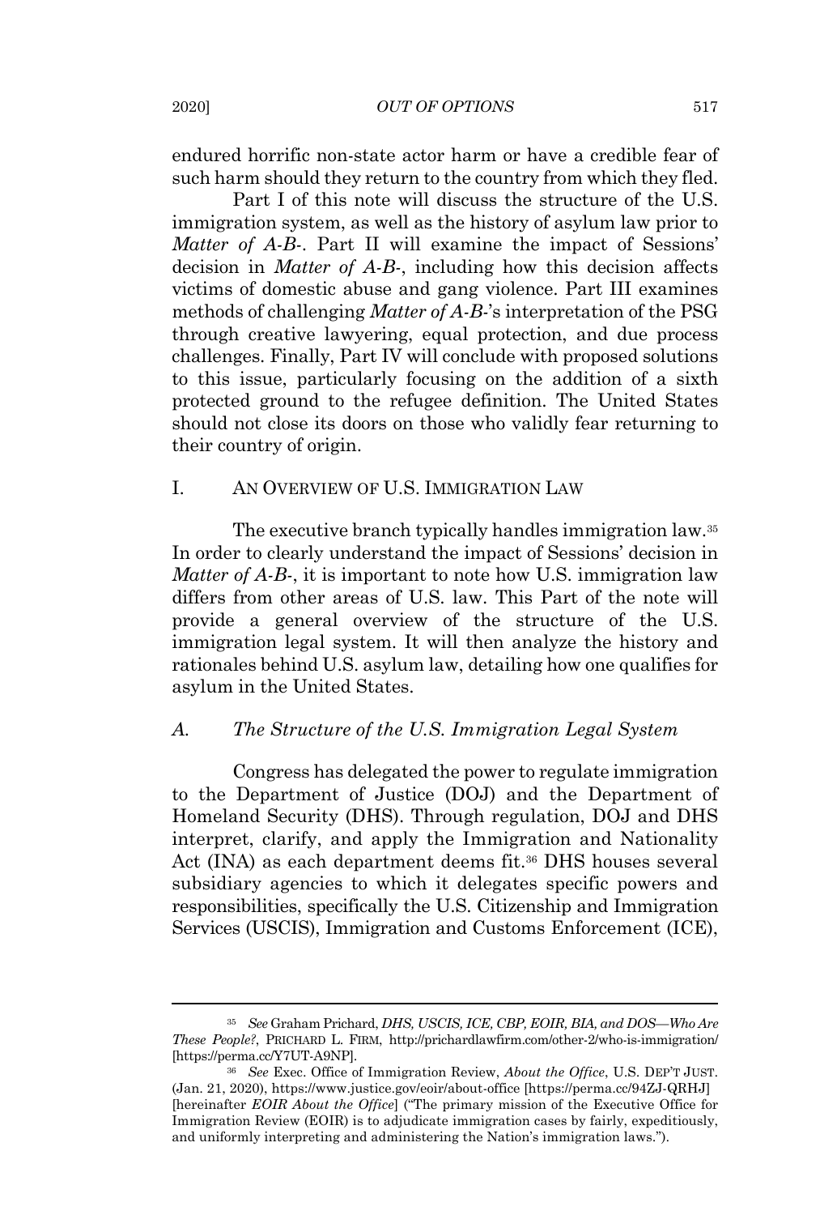endured horrific non-state actor harm or have a credible fear of such harm should they return to the country from which they fled.

Part I of this note will discuss the structure of the U.S. immigration system, as well as the history of asylum law prior to *Matter of A-B-*. Part II will examine the impact of Sessions' decision in *Matter of A-B-*, including how this decision affects victims of domestic abuse and gang violence. Part III examines methods of challenging *Matter of A-B-*'s interpretation of the PSG through creative lawyering, equal protection, and due process challenges. Finally, Part IV will conclude with proposed solutions to this issue, particularly focusing on the addition of a sixth protected ground to the refugee definition. The United States should not close its doors on those who validly fear returning to their country of origin.

## I. AN OVERVIEW OF U.S. IMMIGRATION LAW

The executive branch typically handles immigration law.[35] In order to clearly understand the impact of Sessions' decision in *Matter of A-B-*, it is important to note how U.S. immigration law differs from other areas of U.S. law. This Part of the note will provide a general overview of the structure of the U.S. immigration legal system. It will then analyze the history and rationales behind U.S. asylum law, detailing how one qualifies for asylum in the United States.

### *A. The Structure of the U.S. Immigration Legal System*

Congress has delegated the power to regulate immigration to the Department of Justice (DOJ) and the Department of Homeland Security (DHS). Through regulation, DOJ and DHS interpret, clarify, and apply the Immigration and Nationality Act (INA) as each department deems fit.[36] DHS houses several subsidiary agencies to which it delegates specific powers and responsibilities, specifically the U.S. Citizenship and Immigration Services (USCIS), Immigration and Customs Enforcement (ICE),

---

[35] *See* Graham Prichard, *DHS, USCIS, ICE, CBP, EOIR, BIA, and DOS—Who Are These People?*, PRICHARD L. FIRM, http://prichardlawfirm.com/other-2/who-is-immigration/ [https://perma.cc/Y7UT-A9NP].

[36] *See* Exec. Office of Immigration Review, *About the Office*, U.S. DEP'T JUST. (Jan. 21, 2020), https://www.justice.gov/eoir/about-office [https://perma.cc/94ZJ-QRHJ] [hereinafter *EOIR About the Office*] ("The primary mission of the Executive Office for Immigration Review (EOIR) is to adjudicate immigration cases by fairly, expeditiously, and uniformly interpreting and administering the Nation's immigration laws.").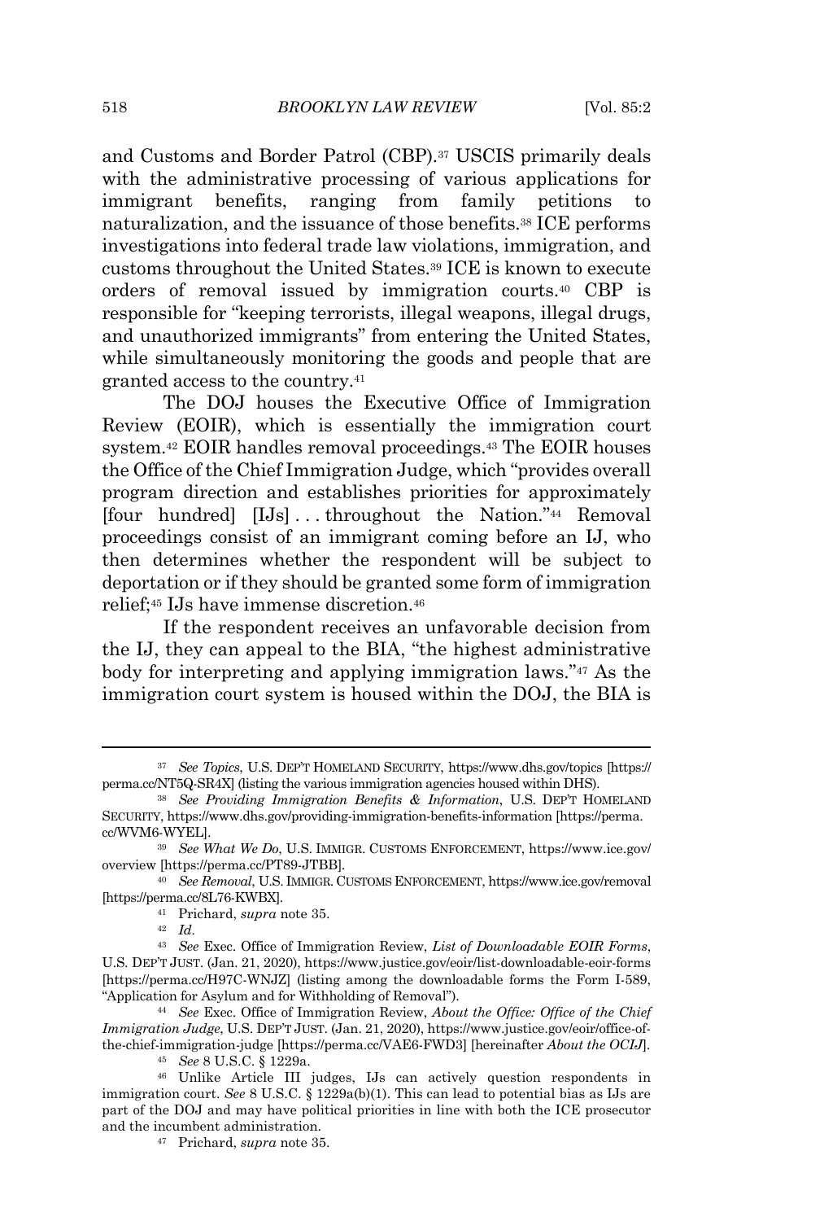and Customs and Border Patrol (CBP).[37] USCIS primarily deals with the administrative processing of various applications for immigrant benefits, ranging from family petitions to naturalization, and the issuance of those benefits.[38] ICE performs investigations into federal trade law violations, immigration, and customs throughout the United States.[39] ICE is known to execute orders of removal issued by immigration courts.[40] CBP is responsible for "keeping terrorists, illegal weapons, illegal drugs, and unauthorized immigrants" from entering the United States, while simultaneously monitoring the goods and people that are granted access to the country.[41]

The DOJ houses the Executive Office of Immigration Review (EOIR), which is essentially the immigration court system.[42] EOIR handles removal proceedings.[43] The EOIR houses the Office of the Chief Immigration Judge, which "provides overall program direction and establishes priorities for approximately [four hundred] [IJs] . . . throughout the Nation."[44] Removal proceedings consist of an immigrant coming before an IJ, who then determines whether the respondent will be subject to deportation or if they should be granted some form of immigration relief;[45] IJs have immense discretion.[46]

If the respondent receives an unfavorable decision from the IJ, they can appeal to the BIA, "the highest administrative body for interpreting and applying immigration laws."[47] As the immigration court system is housed within the DOJ, the BIA is

---

[37] *See Topics*, U.S. DEP'T HOMELAND SECURITY, https://www.dhs.gov/topics [https://perma.cc/NT5Q-SR4X] (listing the various immigration agencies housed within DHS).

[38] *See Providing Immigration Benefits & Information*, U.S. DEP'T HOMELAND SECURITY, https://www.dhs.gov/providing-immigration-benefits-information [https://perma.cc/WVM6-WYEL].

[39] *See What We Do*, U.S. IMMIGR. CUSTOMS ENFORCEMENT, https://www.ice.gov/overview [https://perma.cc/PT89-JTBB].

[40] *See Removal*, U.S. IMMIGR. CUSTOMS ENFORCEMENT, https://www.ice.gov/removal [https://perma.cc/8L76-KWBX].

[41] Prichard, *supra* note 35.

[42] *Id.*

[43] *See* Exec. Office of Immigration Review, *List of Downloadable EOIR Forms*, U.S. DEP'T JUST. (Jan. 21, 2020), https://www.justice.gov/eoir/list-downloadable-eoir-forms [https://perma.cc/H97C-WNJZ] (listing among the downloadable forms the Form I-589, "Application for Asylum and for Withholding of Removal").

[44] *See* Exec. Office of Immigration Review, *About the Office: Office of the Chief Immigration Judge*, U.S. DEP'T JUST. (Jan. 21, 2020), https://www.justice.gov/eoir/office-of-the-chief-immigration-judge [https://perma.cc/VAE6-FWD3] [hereinafter *About the OCIJ*].

[45] *See* 8 U.S.C. § 1229a.

[46] Unlike Article III judges, IJs can actively question respondents in immigration court. *See* 8 U.S.C. § 1229a(b)(1). This can lead to potential bias as IJs are part of the DOJ and may have political priorities in line with both the ICE prosecutor and the incumbent administration.

[47] Prichard, *supra* note 35.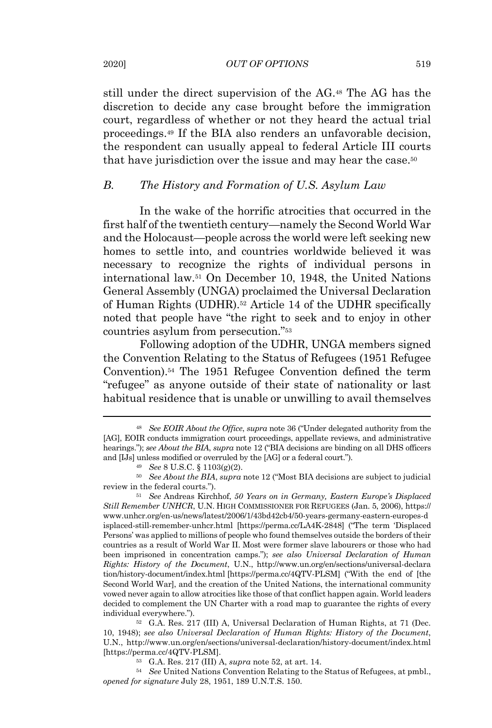still under the direct supervision of the AG.[48] The AG has the discretion to decide any case brought before the immigration court, regardless of whether or not they heard the actual trial proceedings.[49] If the BIA also renders an unfavorable decision, the respondent can usually appeal to federal Article III courts that have jurisdiction over the issue and may hear the case.[50]

### *B. The History and Formation of U.S. Asylum Law*

In the wake of the horrific atrocities that occurred in the first half of the twentieth century—namely the Second World War and the Holocaust—people across the world were left seeking new homes to settle into, and countries worldwide believed it was necessary to recognize the rights of individual persons in international law.[51] On December 10, 1948, the United Nations General Assembly (UNGA) proclaimed the Universal Declaration of Human Rights (UDHR).[52] Article 14 of the UDHR specifically noted that people have "the right to seek and to enjoy in other countries asylum from persecution."[53]

Following adoption of the UDHR, UNGA members signed the Convention Relating to the Status of Refugees (1951 Refugee Convention).[54] The 1951 Refugee Convention defined the term "refugee" as anyone outside of their state of nationality or last habitual residence that is unable or unwilling to avail themselves

---

[48] *See EOIR About the Office*, *supra* note 36 ("Under delegated authority from the [AG], EOIR conducts immigration court proceedings, appellate reviews, and administrative hearings."); *see About the BIA*, *supra* note 12 ("BIA decisions are binding on all DHS officers and [IJs] unless modified or overruled by the [AG] or a federal court.").

[49] *See* 8 U.S.C. § 1103(g)(2).

[50] *See About the BIA*, *supra* note 12 ("Most BIA decisions are subject to judicial review in the federal courts.").

[51] *See* Andreas Kirchhof, *50 Years on in Germany, Eastern Europe's Displaced Still Remember UNHCR*, U.N. HIGH COMMISSIONER FOR REFUGEES (Jan. 5, 2006), https://www.unhcr.org/en-us/news/latest/2006/1/43bd42cb4/50-years-germany-eastern-europes-displaced-still-remember-unhcr.html [https://perma.cc/LA4K-2848] ("The term 'Displaced Persons' was applied to millions of people who found themselves outside the borders of their countries as a result of World War II. Most were former slave labourers or those who had been imprisoned in concentration camps."); *see also Universal Declaration of Human Rights: History of the Document*, U.N., http://www.un.org/en/sections/universal-declaration/history-document/index.html [https://perma.cc/4QTV-PLSM] ("With the end of [the Second World War], and the creation of the United Nations, the international community vowed never again to allow atrocities like those of that conflict happen again. World leaders decided to complement the UN Charter with a road map to guarantee the rights of every individual everywhere.").

[52] G.A. Res. 217 (III) A, Universal Declaration of Human Rights, at 71 (Dec. 10, 1948); *see also Universal Declaration of Human Rights: History of the Document*, U.N., http://www.un.org/en/sections/universal-declaration/history-document/index.html [https://perma.cc/4QTV-PLSM].

[53] G.A. Res. 217 (III) A, *supra* note 52, at art. 14.

[54] *See* United Nations Convention Relating to the Status of Refugees, at pmbl., *opened for signature* July 28, 1951, 189 U.N.T.S. 150.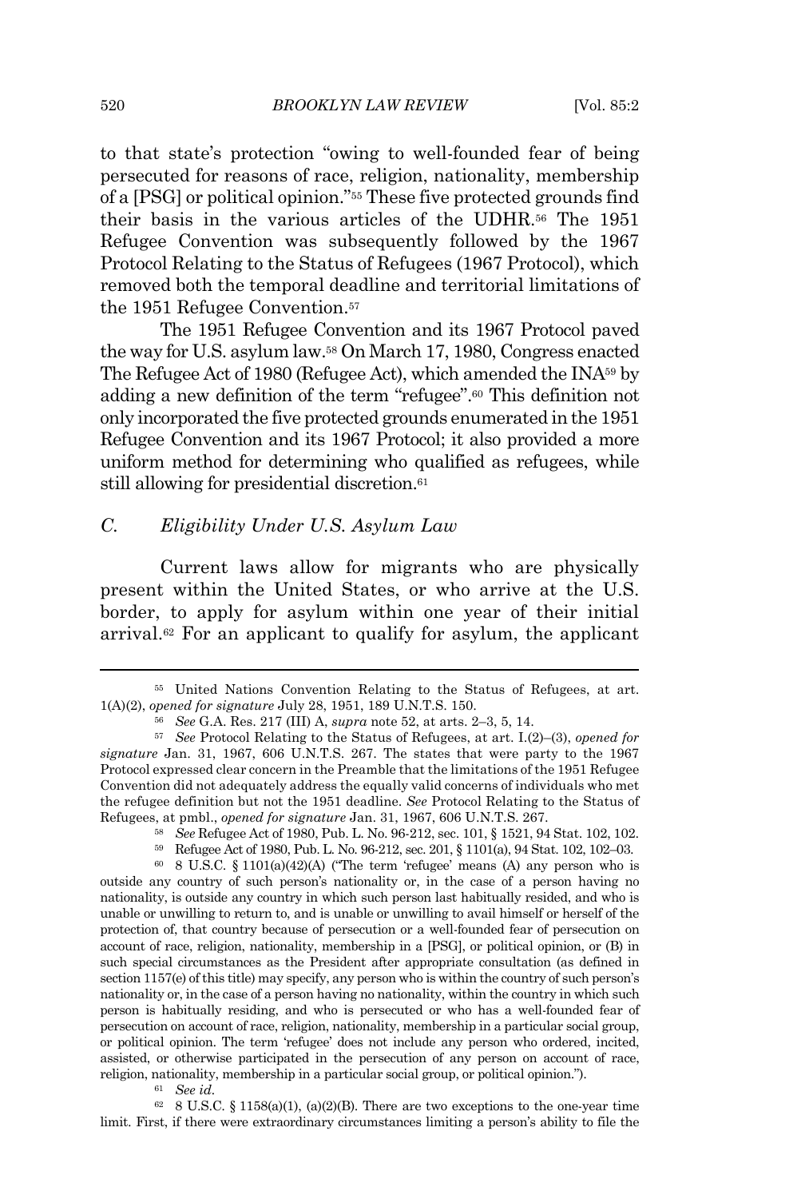to that state's protection "owing to well-founded fear of being persecuted for reasons of race, religion, nationality, membership of a [PSG] or political opinion."[55] These five protected grounds find their basis in the various articles of the UDHR.[56] The 1951 Refugee Convention was subsequently followed by the 1967 Protocol Relating to the Status of Refugees (1967 Protocol), which removed both the temporal deadline and territorial limitations of the 1951 Refugee Convention.[57]

The 1951 Refugee Convention and its 1967 Protocol paved the way for U.S. asylum law.[58] On March 17, 1980, Congress enacted The Refugee Act of 1980 (Refugee Act), which amended the INA[59] by adding a new definition of the term "refugee".[60] This definition not only incorporated the five protected grounds enumerated in the 1951 Refugee Convention and its 1967 Protocol; it also provided a more uniform method for determining who qualified as refugees, while still allowing for presidential discretion.[61]

### C. *Eligibility Under U.S. Asylum Law*

Current laws allow for migrants who are physically present within the United States, or who arrive at the U.S. border, to apply for asylum within one year of their initial arrival.[62] For an applicant to qualify for asylum, the applicant

---

[55] United Nations Convention Relating to the Status of Refugees, at art. 1(A)(2), *opened for signature* July 28, 1951, 189 U.N.T.S. 150.

[56] *See* G.A. Res. 217 (III) A, *supra* note 52, at arts. 2–3, 5, 14.

[57] *See* Protocol Relating to the Status of Refugees, at art. I.(2)–(3), *opened for signature* Jan. 31, 1967, 606 U.N.T.S. 267. The states that were party to the 1967 Protocol expressed clear concern in the Preamble that the limitations of the 1951 Refugee Convention did not adequately address the equally valid concerns of individuals who met the refugee definition but not the 1951 deadline. *See* Protocol Relating to the Status of Refugees, at pmbl., *opened for signature* Jan. 31, 1967, 606 U.N.T.S. 267.

[58] *See* Refugee Act of 1980, Pub. L. No. 96-212, sec. 101, § 1521, 94 Stat. 102, 102.

[59] Refugee Act of 1980, Pub. L. No. 96-212, sec. 201, § 1101(a), 94 Stat. 102, 102–03.

[60] 8 U.S.C. § 1101(a)(42)(A) ("The term 'refugee' means (A) any person who is outside any country of such person's nationality or, in the case of a person having no nationality, is outside any country in which such person last habitually resided, and who is unable or unwilling to return to, and is unable or unwilling to avail himself or herself of the protection of, that country because of persecution or a well-founded fear of persecution on account of race, religion, nationality, membership in a [PSG], or political opinion, or (B) in such special circumstances as the President after appropriate consultation (as defined in section 1157(e) of this title) may specify, any person who is within the country of such person's nationality or, in the case of a person having no nationality, within the country in which such person is habitually residing, and who is persecuted or who has a well-founded fear of persecution on account of race, religion, nationality, membership in a particular social group, or political opinion. The term 'refugee' does not include any person who ordered, incited, assisted, or otherwise participated in the persecution of any person on account of race, religion, nationality, membership in a particular social group, or political opinion.").

[61] *See id.*

[62] 8 U.S.C. § 1158(a)(1), (a)(2)(B). There are two exceptions to the one-year time limit. First, if there were extraordinary circumstances limiting a person's ability to file the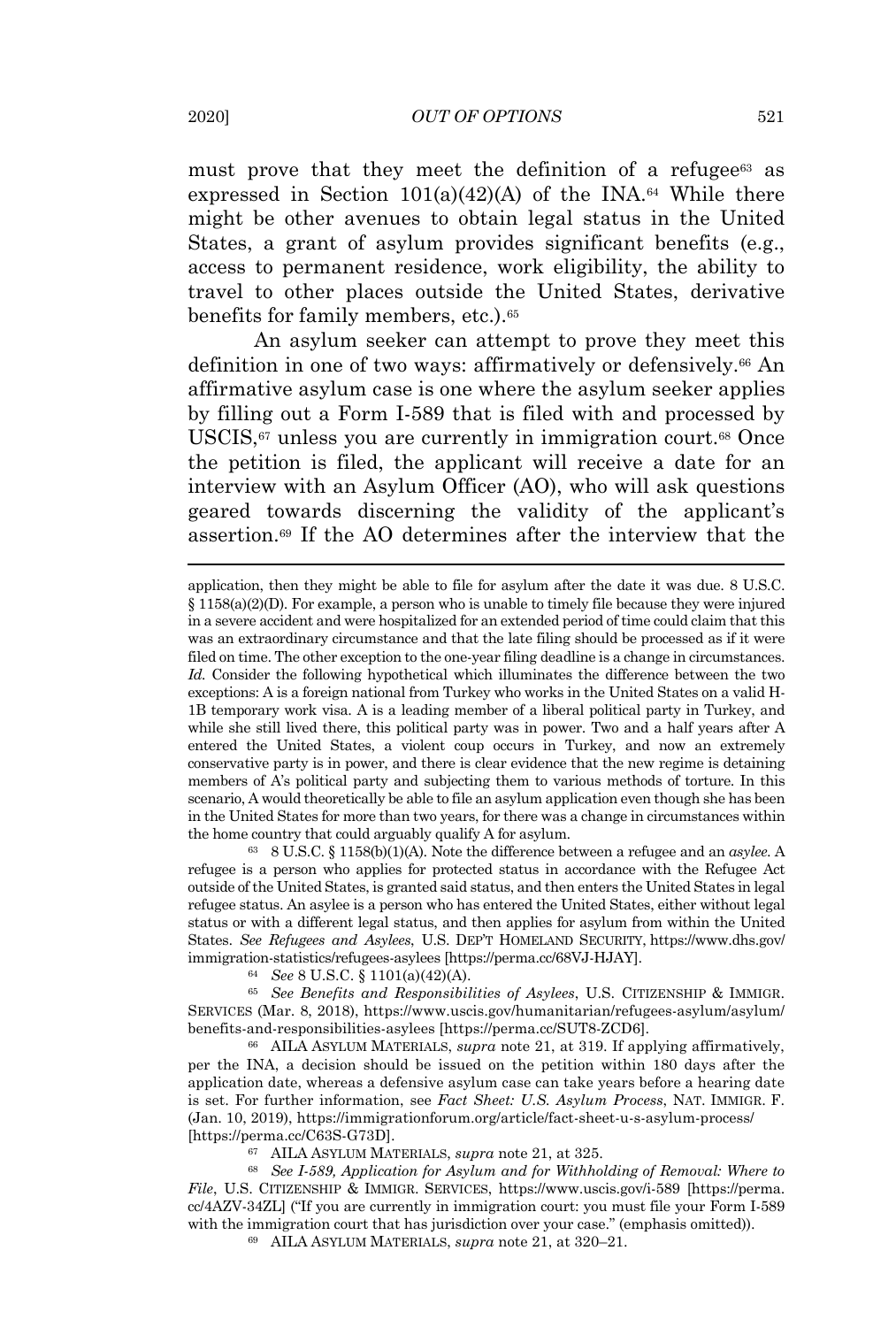must prove that they meet the definition of a refugee[63] as expressed in Section 101(a)(42)(A) of the INA.[64] While there might be other avenues to obtain legal status in the United States, a grant of asylum provides significant benefits (e.g., access to permanent residence, work eligibility, the ability to travel to other places outside the United States, derivative benefits for family members, etc.).[65]

An asylum seeker can attempt to prove they meet this definition in one of two ways: affirmatively or defensively.[66] An affirmative asylum case is one where the asylum seeker applies by filling out a Form I-589 that is filed with and processed by USCIS,[67] unless you are currently in immigration court.[68] Once the petition is filed, the applicant will receive a date for an interview with an Asylum Officer (AO), who will ask questions geared towards discerning the validity of the applicant's assertion.[69] If the AO determines after the interview that the

---

application, then they might be able to file for asylum after the date it was due. 8 U.S.C. § 1158(a)(2)(D). For example, a person who is unable to timely file because they were injured in a severe accident and were hospitalized for an extended period of time could claim that this was an extraordinary circumstance and that the late filing should be processed as if it were filed on time. The other exception to the one-year filing deadline is a change in circumstances. *Id.* Consider the following hypothetical which illuminates the difference between the two exceptions: A is a foreign national from Turkey who works in the United States on a valid H-1B temporary work visa. A is a leading member of a liberal political party in Turkey, and while she still lived there, this political party was in power. Two and a half years after A entered the United States, a violent coup occurs in Turkey, and now an extremely conservative party is in power, and there is clear evidence that the new regime is detaining members of A's political party and subjecting them to various methods of torture. In this scenario, A would theoretically be able to file an asylum application even though she has been in the United States for more than two years, for there was a change in circumstances within the home country that could arguably qualify A for asylum.

[63] 8 U.S.C. § 1158(b)(1)(A). Note the difference between a refugee and an *asylee*. A refugee is a person who applies for protected status in accordance with the Refugee Act outside of the United States, is granted said status, and then enters the United States in legal refugee status. An asylee is a person who has entered the United States, either without legal status or with a different legal status, and then applies for asylum from within the United States. *See Refugees and Asylees*, U.S. DEP'T HOMELAND SECURITY, https://www.dhs.gov/immigration-statistics/refugees-asylees [https://perma.cc/68VJ-HJAY].

[64] *See* 8 U.S.C. § 1101(a)(42)(A).

[65] *See Benefits and Responsibilities of Asylees*, U.S. CITIZENSHIP & IMMIGR. SERVICES (Mar. 8, 2018), https://www.uscis.gov/humanitarian/refugees-asylum/asylum/benefits-and-responsibilities-asylees [https://perma.cc/SUT8-ZCD6].

[66] AILA ASYLUM MATERIALS, *supra* note 21, at 319. If applying affirmatively, per the INA, a decision should be issued on the petition within 180 days after the application date, whereas a defensive asylum case can take years before a hearing date is set. For further information, see *Fact Sheet: U.S. Asylum Process*, NAT. IMMIGR. F. (Jan. 10, 2019), https://immigrationforum.org/article/fact-sheet-u-s-asylum-process/ [https://perma.cc/C63S-G73D].

[67] AILA ASYLUM MATERIALS, *supra* note 21, at 325.

[68] *See I-589, Application for Asylum and for Withholding of Removal: Where to File*, U.S. CITIZENSHIP & IMMIGR. SERVICES, https://www.uscis.gov/i-589 [https://perma.cc/4AZV-34ZL] ("If you are currently in immigration court: you must file your Form I-589 with the immigration court that has jurisdiction over your case." (emphasis omitted)).

[69] AILA ASYLUM MATERIALS, *supra* note 21, at 320–21.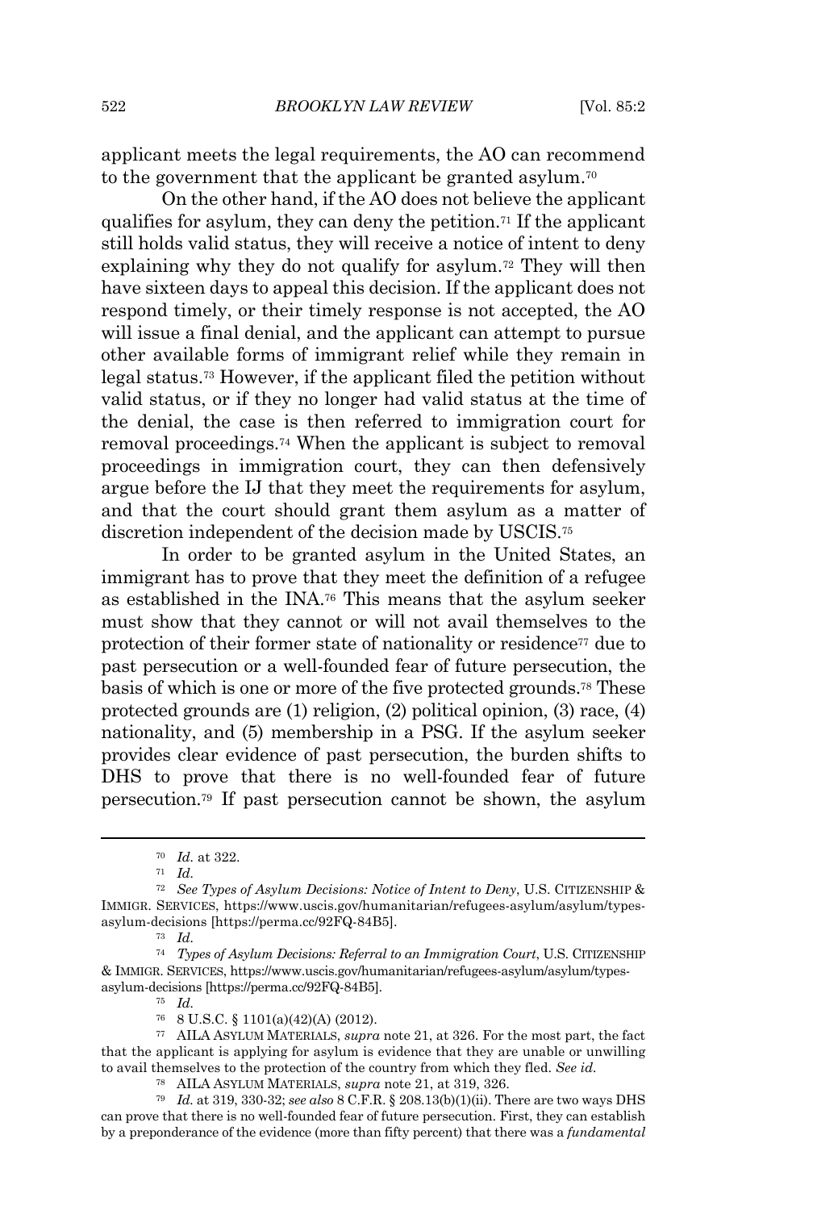applicant meets the legal requirements, the AO can recommend to the government that the applicant be granted asylum.[70]

On the other hand, if the AO does not believe the applicant qualifies for asylum, they can deny the petition.[71] If the applicant still holds valid status, they will receive a notice of intent to deny explaining why they do not qualify for asylum.[72] They will then have sixteen days to appeal this decision. If the applicant does not respond timely, or their timely response is not accepted, the AO will issue a final denial, and the applicant can attempt to pursue other available forms of immigrant relief while they remain in legal status.[73] However, if the applicant filed the petition without valid status, or if they no longer had valid status at the time of the denial, the case is then referred to immigration court for removal proceedings.[74] When the applicant is subject to removal proceedings in immigration court, they can then defensively argue before the IJ that they meet the requirements for asylum, and that the court should grant them asylum as a matter of discretion independent of the decision made by USCIS.[75]

In order to be granted asylum in the United States, an immigrant has to prove that they meet the definition of a refugee as established in the INA.[76] This means that the asylum seeker must show that they cannot or will not avail themselves to the protection of their former state of nationality or residence[77] due to past persecution or a well-founded fear of future persecution, the basis of which is one or more of the five protected grounds.[78] These protected grounds are (1) religion, (2) political opinion, (3) race, (4) nationality, and (5) membership in a PSG. If the asylum seeker provides clear evidence of past persecution, the burden shifts to DHS to prove that there is no well-founded fear of future persecution.[79] If past persecution cannot be shown, the asylum

---

[70] *Id.* at 322.

[71] *Id.*

[72] *See Types of Asylum Decisions: Notice of Intent to Deny*, U.S. CITIZENSHIP & IMMIGR. SERVICES, https://www.uscis.gov/humanitarian/refugees-asylum/asylum/types-asylum-decisions [https://perma.cc/92FQ-84B5].

[73] *Id.*

[74] *Types of Asylum Decisions: Referral to an Immigration Court*, U.S. CITIZENSHIP & IMMIGR. SERVICES, https://www.uscis.gov/humanitarian/refugees-asylum/asylum/types-asylum-decisions [https://perma.cc/92FQ-84B5].

[75] *Id.*

[76] 8 U.S.C. § 1101(a)(42)(A) (2012).

[77] AILA ASYLUM MATERIALS, *supra* note 21, at 326. For the most part, the fact that the applicant is applying for asylum is evidence that they are unable or unwilling to avail themselves to the protection of the country from which they fled. *See id.*

[78] AILA ASYLUM MATERIALS, *supra* note 21, at 319, 326.

[79] *Id.* at 319, 330-32; *see also* 8 C.F.R. § 208.13(b)(1)(ii). There are two ways DHS can prove that there is no well-founded fear of future persecution. First, they can establish by a preponderance of the evidence (more than fifty percent) that there was a *fundamental*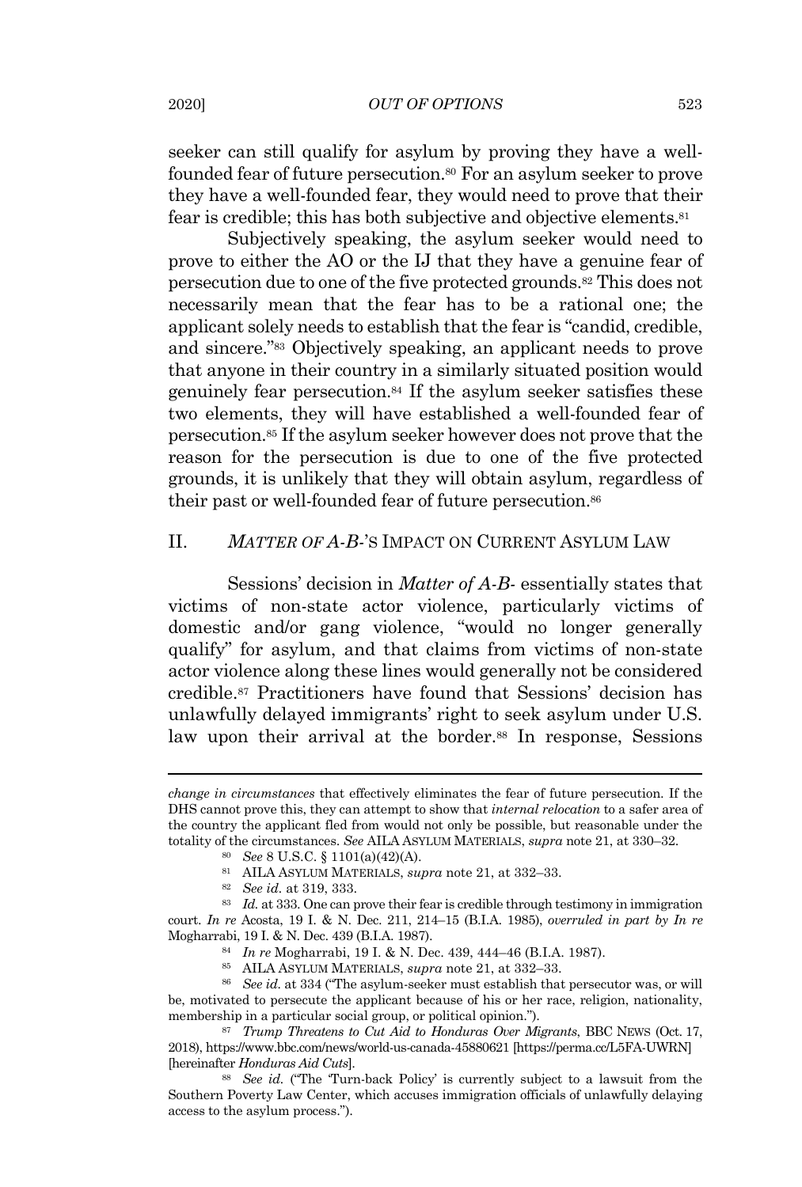seeker can still qualify for asylum by proving they have a well-founded fear of future persecution.[80] For an asylum seeker to prove they have a well-founded fear, they would need to prove that their fear is credible; this has both subjective and objective elements.[81]

Subjectively speaking, the asylum seeker would need to prove to either the AO or the IJ that they have a genuine fear of persecution due to one of the five protected grounds.[82] This does not necessarily mean that the fear has to be a rational one; the applicant solely needs to establish that the fear is "candid, credible, and sincere."[83] Objectively speaking, an applicant needs to prove that anyone in their country in a similarly situated position would genuinely fear persecution.[84] If the asylum seeker satisfies these two elements, they will have established a well-founded fear of persecution.[85] If the asylum seeker however does not prove that the reason for the persecution is due to one of the five protected grounds, it is unlikely that they will obtain asylum, regardless of their past or well-founded fear of future persecution.[86]

## II. *MATTER OF A-B-*'S IMPACT ON CURRENT ASYLUM LAW

Sessions' decision in *Matter of A-B-* essentially states that victims of non-state actor violence, particularly victims of domestic and/or gang violence, "would no longer generally qualify" for asylum, and that claims from victims of non-state actor violence along these lines would generally not be considered credible.[87] Practitioners have found that Sessions' decision has unlawfully delayed immigrants' right to seek asylum under U.S. law upon their arrival at the border.[88] In response, Sessions

---

*change in circumstances* that effectively eliminates the fear of future persecution. If the DHS cannot prove this, they can attempt to show that *internal relocation* to a safer area of the country the applicant fled from would not only be possible, but reasonable under the totality of the circumstances. *See* AILA ASYLUM MATERIALS, *supra* note 21, at 330–32.

[80] *See* 8 U.S.C. § 1101(a)(42)(A).

[81] AILA ASYLUM MATERIALS, *supra* note 21, at 332–33.

[82] *See id.* at 319, 333.

[83] *Id.* at 333. One can prove their fear is credible through testimony in immigration court. *In re* Acosta, 19 I. & N. Dec. 211, 214–15 (B.I.A. 1985), *overruled in part by In re* Mogharrabi, 19 I. & N. Dec. 439 (B.I.A. 1987).

[84] *In re* Mogharrabi, 19 I. & N. Dec. 439, 444–46 (B.I.A. 1987).

[85] AILA ASYLUM MATERIALS, *supra* note 21, at 332–33.

[86] *See id.* at 334 ("The asylum-seeker must establish that persecutor was, or will be, motivated to persecute the applicant because of his or her race, religion, nationality, membership in a particular social group, or political opinion.").

[87] *Trump Threatens to Cut Aid to Honduras Over Migrants*, BBC NEWS (Oct. 17, 2018), https://www.bbc.com/news/world-us-canada-45880621 [https://perma.cc/L5FA-UWRN] [hereinafter *Honduras Aid Cuts*].

[88] *See id.* ("The 'Turn-back Policy' is currently subject to a lawsuit from the Southern Poverty Law Center, which accuses immigration officials of unlawfully delaying access to the asylum process.").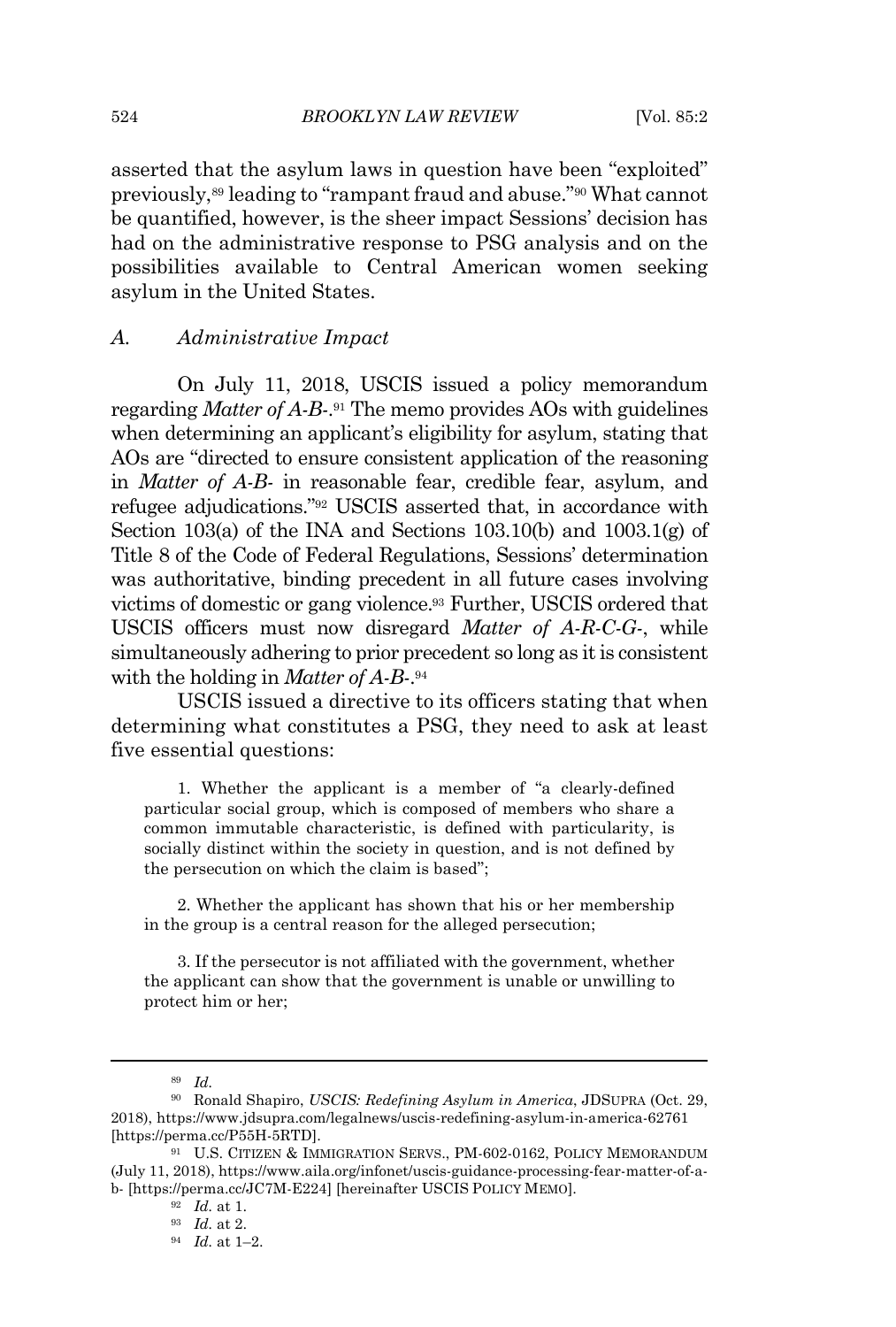asserted that the asylum laws in question have been "exploited" previously,[89] leading to "rampant fraud and abuse."[90] What cannot be quantified, however, is the sheer impact Sessions' decision has had on the administrative response to PSG analysis and on the possibilities available to Central American women seeking asylum in the United States.

### *A. Administrative Impact*

On July 11, 2018, USCIS issued a policy memorandum regarding *Matter of A-B-*.[91] The memo provides AOs with guidelines when determining an applicant's eligibility for asylum, stating that AOs are "directed to ensure consistent application of the reasoning in *Matter of A-B-* in reasonable fear, credible fear, asylum, and refugee adjudications."[92] USCIS asserted that, in accordance with Section 103(a) of the INA and Sections 103.10(b) and 1003.1(g) of Title 8 of the Code of Federal Regulations, Sessions' determination was authoritative, binding precedent in all future cases involving victims of domestic or gang violence.[93] Further, USCIS ordered that USCIS officers must now disregard *Matter of A-R-C-G-*, while simultaneously adhering to prior precedent so long as it is consistent with the holding in *Matter of A-B-*.[94]

USCIS issued a directive to its officers stating that when determining what constitutes a PSG, they need to ask at least five essential questions:

> 1. Whether the applicant is a member of "a clearly-defined particular social group, which is composed of members who share a common immutable characteristic, is defined with particularity, is socially distinct within the society in question, and is not defined by the persecution on which the claim is based";
>
> 2. Whether the applicant has shown that his or her membership in the group is a central reason for the alleged persecution;
>
> 3. If the persecutor is not affiliated with the government, whether the applicant can show that the government is unable or unwilling to protect him or her;

---

[89] *Id.*

[90] Ronald Shapiro, *USCIS: Redefining Asylum in America*, JDSUPRA (Oct. 29, 2018), https://www.jdsupra.com/legalnews/uscis-redefining-asylum-in-america-62761 [https://perma.cc/P55H-5RTD].

[91] U.S. CITIZEN & IMMIGRATION SERVS., PM-602-0162, POLICY MEMORANDUM (July 11, 2018), https://www.aila.org/infonet/uscis-guidance-processing-fear-matter-of-a-b- [https://perma.cc/JC7M-E224] [hereinafter USCIS POLICY MEMO].

[92] *Id.* at 1.

[93] *Id.* at 2.

[94] *Id.* at 1–2.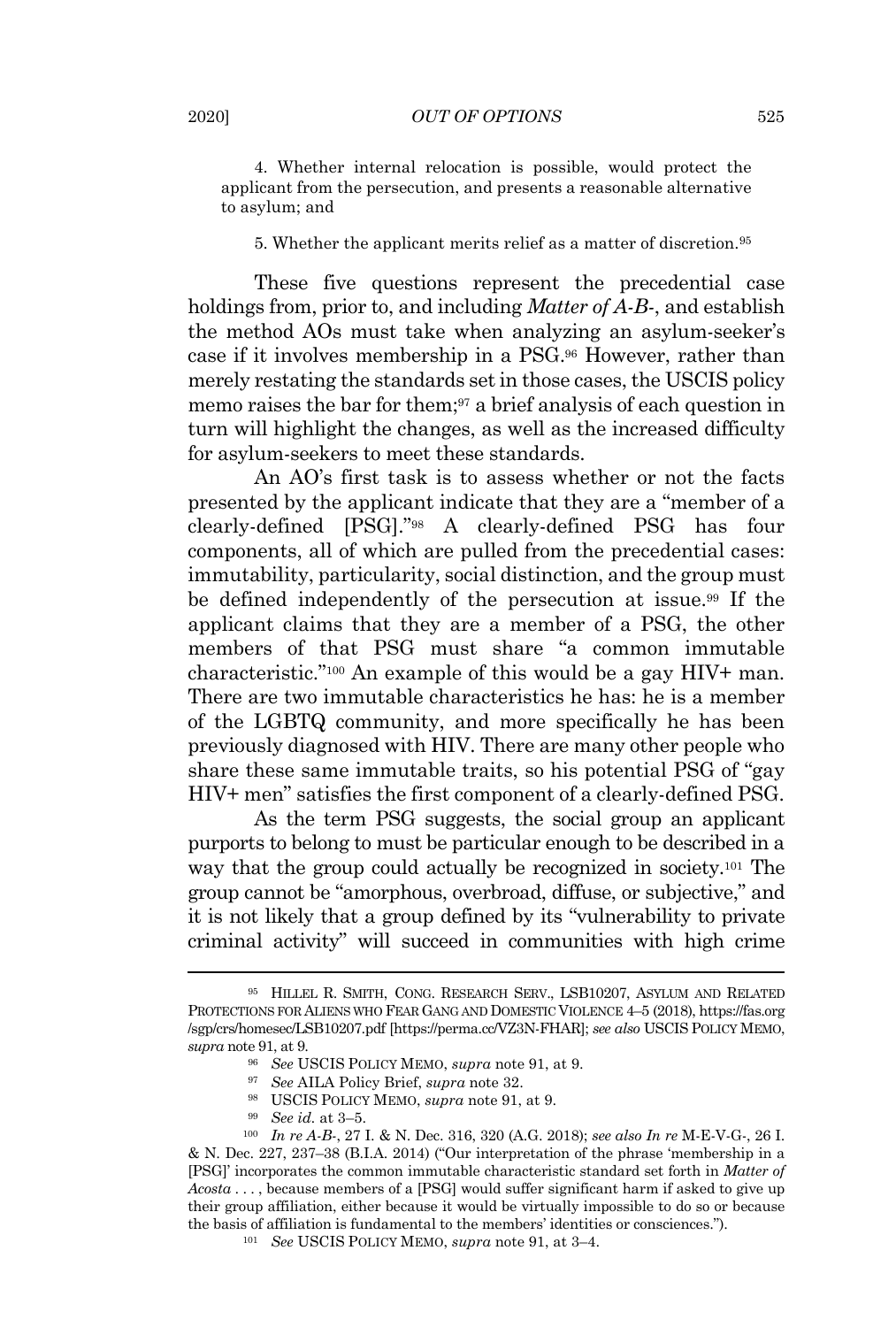4. Whether internal relocation is possible, would protect the applicant from the persecution, and presents a reasonable alternative to asylum; and

5. Whether the applicant merits relief as a matter of discretion.[95]

These five questions represent the precedential case holdings from, prior to, and including *Matter of A-B-*, and establish the method AOs must take when analyzing an asylum-seeker's case if it involves membership in a PSG.[96] However, rather than merely restating the standards set in those cases, the USCIS policy memo raises the bar for them;[97] a brief analysis of each question in turn will highlight the changes, as well as the increased difficulty for asylum-seekers to meet these standards.

An AO's first task is to assess whether or not the facts presented by the applicant indicate that they are a "member of a clearly-defined [PSG]."[98] A clearly-defined PSG has four components, all of which are pulled from the precedential cases: immutability, particularity, social distinction, and the group must be defined independently of the persecution at issue.[99] If the applicant claims that they are a member of a PSG, the other members of that PSG must share "a common immutable characteristic."[100] An example of this would be a gay HIV+ man. There are two immutable characteristics he has: he is a member of the LGBTQ community, and more specifically he has been previously diagnosed with HIV. There are many other people who share these same immutable traits, so his potential PSG of "gay HIV+ men" satisfies the first component of a clearly-defined PSG.

As the term PSG suggests, the social group an applicant purports to belong to must be particular enough to be described in a way that the group could actually be recognized in society.[101] The group cannot be "amorphous, overbroad, diffuse, or subjective," and it is not likely that a group defined by its "vulnerability to private criminal activity" will succeed in communities with high crime

---

[95] HILLEL R. SMITH, CONG. RESEARCH SERV., LSB10207, ASYLUM AND RELATED PROTECTIONS FOR ALIENS WHO FEAR GANG AND DOMESTIC VIOLENCE 4–5 (2018), https://fas.org/sgp/crs/homesec/LSB10207.pdf [https://perma.cc/VZ3N-FHAR]; *see also* USCIS POLICY MEMO, *supra* note 91, at 9.

[96] *See* USCIS POLICY MEMO, *supra* note 91, at 9.

[97] *See* AILA Policy Brief, *supra* note 32.

[98] USCIS POLICY MEMO, *supra* note 91, at 9.

[99] *See id.* at 3–5.

[100] *In re A-B-*, 27 I. & N. Dec. 316, 320 (A.G. 2018); *see also In re* M-E-V-G-, 26 I. & N. Dec. 227, 237–38 (B.I.A. 2014) ("Our interpretation of the phrase 'membership in a [PSG]' incorporates the common immutable characteristic standard set forth in *Matter of Acosta* . . . , because members of a [PSG] would suffer significant harm if asked to give up their group affiliation, either because it would be virtually impossible to do so or because the basis of affiliation is fundamental to the members' identities or consciences.").

[101] *See* USCIS POLICY MEMO, *supra* note 91, at 3–4.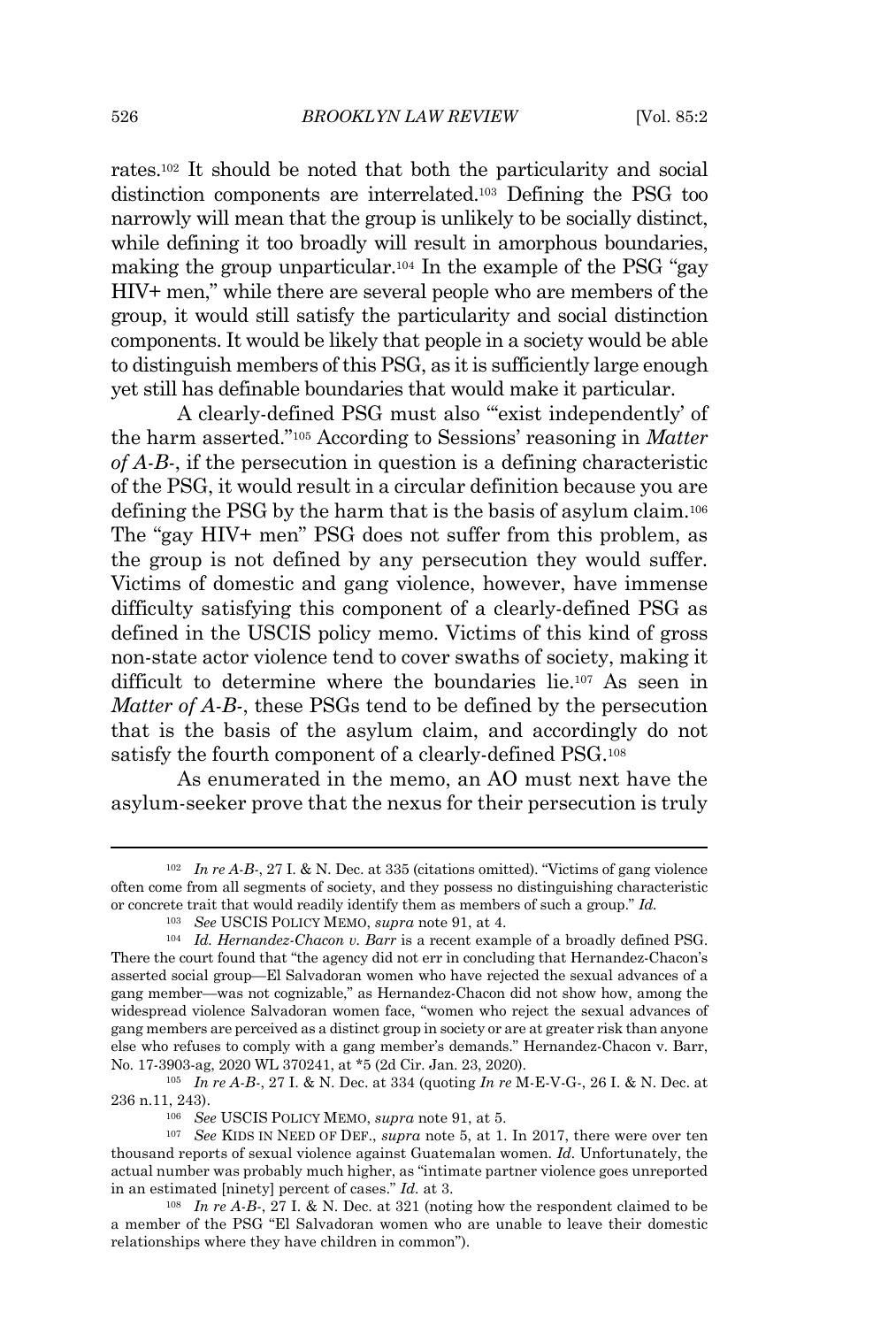rates.[102] It should be noted that both the particularity and social distinction components are interrelated.[103] Defining the PSG too narrowly will mean that the group is unlikely to be socially distinct, while defining it too broadly will result in amorphous boundaries, making the group unparticular.[104] In the example of the PSG "gay HIV+ men," while there are several people who are members of the group, it would still satisfy the particularity and social distinction components. It would be likely that people in a society would be able to distinguish members of this PSG, as it is sufficiently large enough yet still has definable boundaries that would make it particular.

A clearly-defined PSG must also "'exist independently' of the harm asserted."[105] According to Sessions' reasoning in *Matter of A-B-*, if the persecution in question is a defining characteristic of the PSG, it would result in a circular definition because you are defining the PSG by the harm that is the basis of asylum claim.[106] The "gay HIV+ men" PSG does not suffer from this problem, as the group is not defined by any persecution they would suffer. Victims of domestic and gang violence, however, have immense difficulty satisfying this component of a clearly-defined PSG as defined in the USCIS policy memo. Victims of this kind of gross non-state actor violence tend to cover swaths of society, making it difficult to determine where the boundaries lie.[107] As seen in *Matter of A-B-*, these PSGs tend to be defined by the persecution that is the basis of the asylum claim, and accordingly do not satisfy the fourth component of a clearly-defined PSG.[108]

As enumerated in the memo, an AO must next have the asylum-seeker prove that the nexus for their persecution is truly

---

[102] *In re A-B-*, 27 I. & N. Dec. at 335 (citations omitted). "Victims of gang violence often come from all segments of society, and they possess no distinguishing characteristic or concrete trait that would readily identify them as members of such a group." *Id.*

[103] *See* USCIS POLICY MEMO, *supra* note 91, at 4.

[104] *Id. Hernandez-Chacon v. Barr* is a recent example of a broadly defined PSG. There the court found that "the agency did not err in concluding that Hernandez-Chacon's asserted social group—El Salvadoran women who have rejected the sexual advances of a gang member—was not cognizable," as Hernandez-Chacon did not show how, among the widespread violence Salvadoran women face, "women who reject the sexual advances of gang members are perceived as a distinct group in society or are at greater risk than anyone else who refuses to comply with a gang member's demands." Hernandez-Chacon v. Barr, No. 17-3903-ag, 2020 WL 370241, at *5 (2d Cir. Jan. 23, 2020).

[105] *In re A-B-*, 27 I. & N. Dec. at 334 (quoting *In re* M-E-V-G-, 26 I. & N. Dec. at 236 n.11, 243).

[106] *See* USCIS POLICY MEMO, *supra* note 91, at 5.

[107] *See* KIDS IN NEED OF DEF., *supra* note 5, at 1. In 2017, there were over ten thousand reports of sexual violence against Guatemalan women. *Id.* Unfortunately, the actual number was probably much higher, as "intimate partner violence goes unreported in an estimated [ninety] percent of cases." *Id.* at 3.

[108] *In re A-B-*, 27 I. & N. Dec. at 321 (noting how the respondent claimed to be a member of the PSG "El Salvadoran women who are unable to leave their domestic relationships where they have children in common").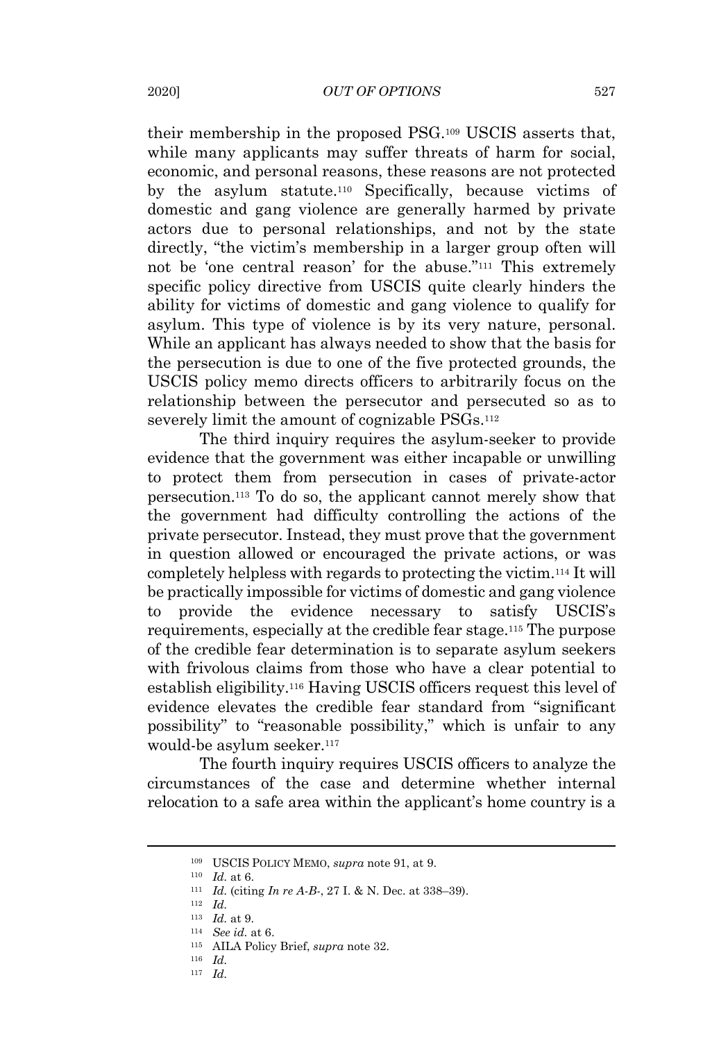their membership in the proposed PSG.[109] USCIS asserts that, while many applicants may suffer threats of harm for social, economic, and personal reasons, these reasons are not protected by the asylum statute.[110] Specifically, because victims of domestic and gang violence are generally harmed by private actors due to personal relationships, and not by the state directly, "the victim's membership in a larger group often will not be 'one central reason' for the abuse."[111] This extremely specific policy directive from USCIS quite clearly hinders the ability for victims of domestic and gang violence to qualify for asylum. This type of violence is by its very nature, personal. While an applicant has always needed to show that the basis for the persecution is due to one of the five protected grounds, the USCIS policy memo directs officers to arbitrarily focus on the relationship between the persecutor and persecuted so as to severely limit the amount of cognizable PSGs.[112]

The third inquiry requires the asylum-seeker to provide evidence that the government was either incapable or unwilling to protect them from persecution in cases of private-actor persecution.[113] To do so, the applicant cannot merely show that the government had difficulty controlling the actions of the private persecutor. Instead, they must prove that the government in question allowed or encouraged the private actions, or was completely helpless with regards to protecting the victim.[114] It will be practically impossible for victims of domestic and gang violence to provide the evidence necessary to satisfy USCIS's requirements, especially at the credible fear stage.[115] The purpose of the credible fear determination is to separate asylum seekers with frivolous claims from those who have a clear potential to establish eligibility.[116] Having USCIS officers request this level of evidence elevates the credible fear standard from "significant possibility" to "reasonable possibility," which is unfair to any would-be asylum seeker.[117]

The fourth inquiry requires USCIS officers to analyze the circumstances of the case and determine whether internal relocation to a safe area within the applicant's home country is a

---

[109] USCIS POLICY MEMO, *supra* note 91, at 9.

[110] *Id.* at 6.

[111] *Id.* (citing *In re A-B-*, 27 I. & N. Dec. at 338–39).

[112] *Id.*

[113] *Id.* at 9.

[114] *See id.* at 6.

[115] AILA Policy Brief, *supra* note 32.

[116] *Id.*

[117] *Id.*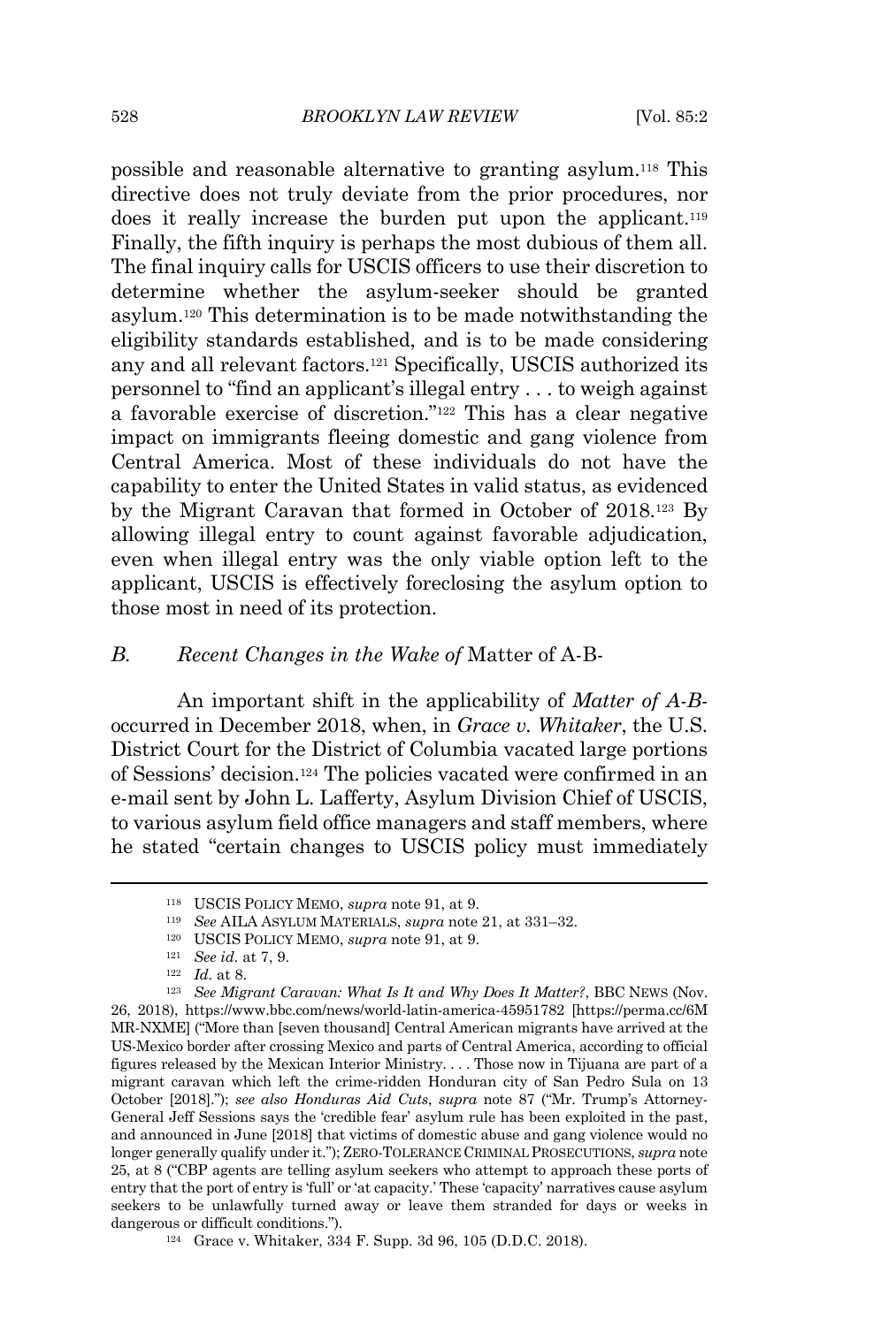possible and reasonable alternative to granting asylum.[118] This directive does not truly deviate from the prior procedures, nor does it really increase the burden put upon the applicant.[119] Finally, the fifth inquiry is perhaps the most dubious of them all. The final inquiry calls for USCIS officers to use their discretion to determine whether the asylum-seeker should be granted asylum.[120] This determination is to be made notwithstanding the eligibility standards established, and is to be made considering any and all relevant factors.[121] Specifically, USCIS authorized its personnel to "find an applicant's illegal entry . . . to weigh against a favorable exercise of discretion."[122] This has a clear negative impact on immigrants fleeing domestic and gang violence from Central America. Most of these individuals do not have the capability to enter the United States in valid status, as evidenced by the Migrant Caravan that formed in October of 2018.[123] By allowing illegal entry to count against favorable adjudication, even when illegal entry was the only viable option left to the applicant, USCIS is effectively foreclosing the asylum option to those most in need of its protection.

### *B. Recent Changes in the Wake of* Matter of A-B-

An important shift in the applicability of *Matter of A-B-* occurred in December 2018, when, in *Grace v. Whitaker*, the U.S. District Court for the District of Columbia vacated large portions of Sessions' decision.[124] The policies vacated were confirmed in an e-mail sent by John L. Lafferty, Asylum Division Chief of USCIS, to various asylum field office managers and staff members, where he stated "certain changes to USCIS policy must immediately

---

[118] USCIS POLICY MEMO, *supra* note 91, at 9.

[119] *See* AILA ASYLUM MATERIALS, *supra* note 21, at 331–32.

[120] USCIS POLICY MEMO, *supra* note 91, at 9.

[121] *See id.* at 7, 9.

[122] *Id.* at 8.

[123] *See Migrant Caravan: What Is It and Why Does It Matter?*, BBC NEWS (Nov. 26, 2018), https://www.bbc.com/news/world-latin-america-45951782 [https://perma.cc/6MMR-NXME] ("More than [seven thousand] Central American migrants have arrived at the US-Mexico border after crossing Mexico and parts of Central America, according to official figures released by the Mexican Interior Ministry. . . . Those now in Tijuana are part of a migrant caravan which left the crime-ridden Honduran city of San Pedro Sula on 13 October [2018]."); *see also Honduras Aid Cuts*, *supra* note 87 ("Mr. Trump's Attorney-General Jeff Sessions says the 'credible fear' asylum rule has been exploited in the past, and announced in June [2018] that victims of domestic abuse and gang violence would no longer generally qualify under it."); ZERO-TOLERANCE CRIMINAL PROSECUTIONS, *supra* note 25, at 8 ("CBP agents are telling asylum seekers who attempt to approach these ports of entry that the port of entry is 'full' or 'at capacity.' These 'capacity' narratives cause asylum seekers to be unlawfully turned away or leave them stranded for days or weeks in dangerous or difficult conditions.").

[124] Grace v. Whitaker, 334 F. Supp. 3d 96, 105 (D.D.C. 2018).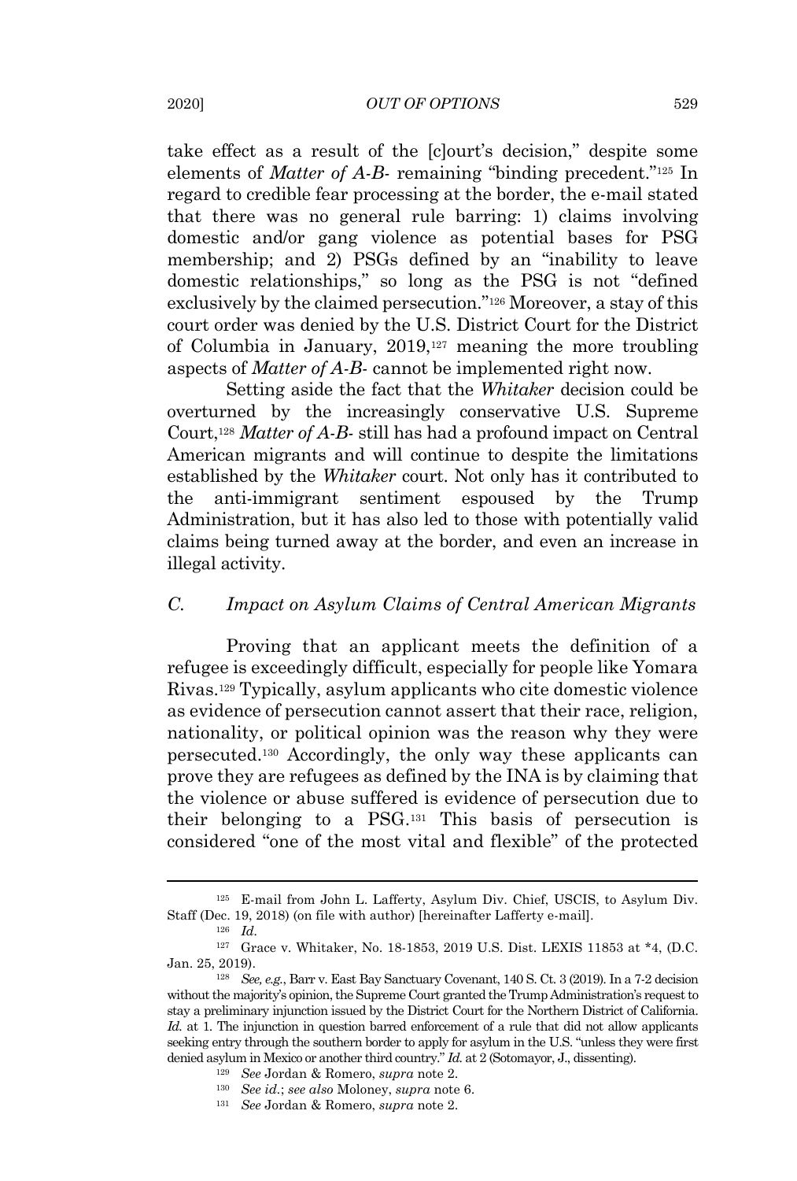take effect as a result of the [c]ourt's decision," despite some elements of *Matter of A-B-* remaining "binding precedent."[125] In regard to credible fear processing at the border, the e-mail stated that there was no general rule barring: 1) claims involving domestic and/or gang violence as potential bases for PSG membership; and 2) PSGs defined by an "inability to leave domestic relationships," so long as the PSG is not "defined exclusively by the claimed persecution."[126] Moreover, a stay of this court order was denied by the U.S. District Court for the District of Columbia in January, 2019,[127] meaning the more troubling aspects of *Matter of A-B-* cannot be implemented right now.

Setting aside the fact that the *Whitaker* decision could be overturned by the increasingly conservative U.S. Supreme Court,[128] *Matter of A-B-* still has had a profound impact on Central American migrants and will continue to despite the limitations established by the *Whitaker* court. Not only has it contributed to the anti-immigrant sentiment espoused by the Trump Administration, but it has also led to those with potentially valid claims being turned away at the border, and even an increase in illegal activity.

### *C. Impact on Asylum Claims of Central American Migrants*

Proving that an applicant meets the definition of a refugee is exceedingly difficult, especially for people like Yomara Rivas.[129] Typically, asylum applicants who cite domestic violence as evidence of persecution cannot assert that their race, religion, nationality, or political opinion was the reason why they were persecuted.[130] Accordingly, the only way these applicants can prove they are refugees as defined by the INA is by claiming that the violence or abuse suffered is evidence of persecution due to their belonging to a PSG.[131] This basis of persecution is considered "one of the most vital and flexible" of the protected

---

[125] E-mail from John L. Lafferty, Asylum Div. Chief, USCIS, to Asylum Div. Staff (Dec. 19, 2018) (on file with author) [hereinafter Lafferty e-mail].

[126] *Id.*

[127] Grace v. Whitaker, No. 18-1853, 2019 U.S. Dist. LEXIS 11853 at *4, (D.C. Jan. 25, 2019).

[128] *See, e.g.*, Barr v. East Bay Sanctuary Covenant, 140 S. Ct. 3 (2019). In a 7-2 decision without the majority's opinion, the Supreme Court granted the Trump Administration's request to stay a preliminary injunction issued by the District Court for the Northern District of California. *Id.* at 1. The injunction in question barred enforcement of a rule that did not allow applicants seeking entry through the southern border to apply for asylum in the U.S. "unless they were first denied asylum in Mexico or another third country." *Id.* at 2 (Sotomayor, J., dissenting).

[129] *See* Jordan & Romero, *supra* note 2.

[130] *See id.*; *see also* Moloney, *supra* note 6.

[131] *See* Jordan & Romero, *supra* note 2.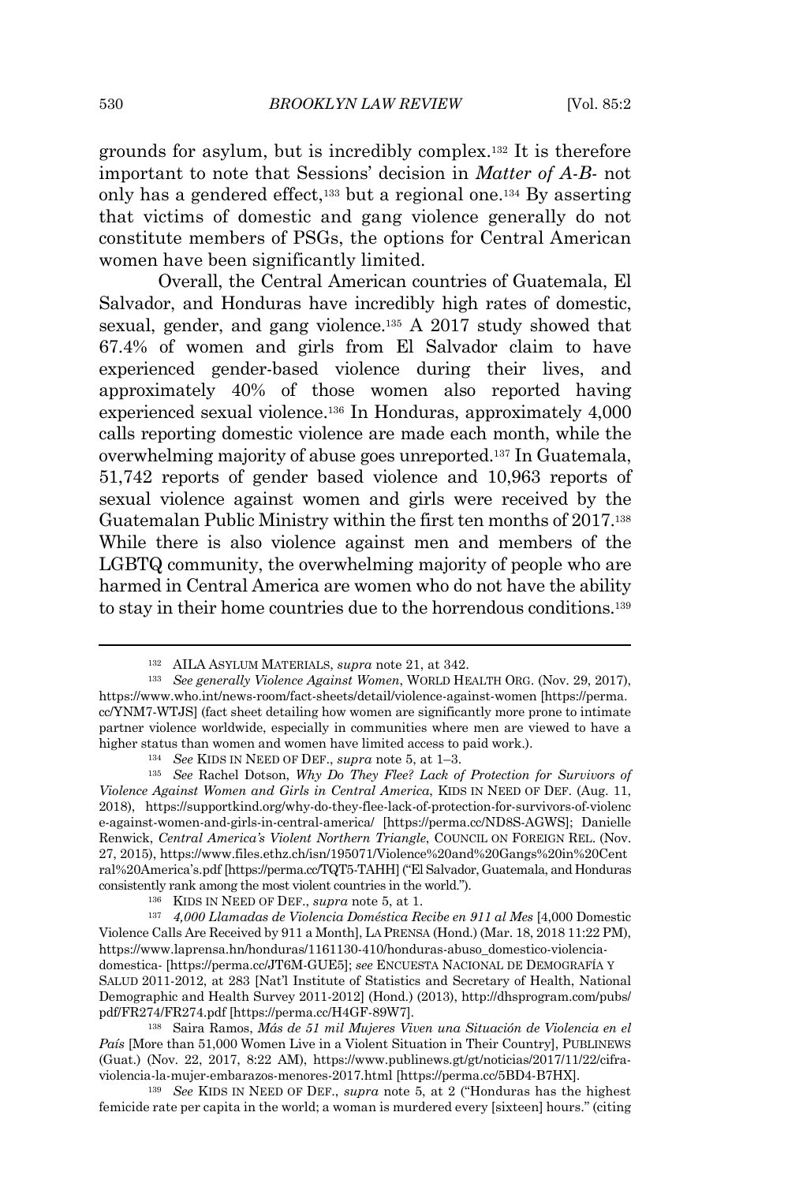grounds for asylum, but is incredibly complex.[132] It is therefore important to note that Sessions' decision in *Matter of A-B-* not only has a gendered effect,[133] but a regional one.[134] By asserting that victims of domestic and gang violence generally do not constitute members of PSGs, the options for Central American women have been significantly limited.

Overall, the Central American countries of Guatemala, El Salvador, and Honduras have incredibly high rates of domestic, sexual, gender, and gang violence.[135] A 2017 study showed that 67.4% of women and girls from El Salvador claim to have experienced gender-based violence during their lives, and approximately 40% of those women also reported having experienced sexual violence.[136] In Honduras, approximately 4,000 calls reporting domestic violence are made each month, while the overwhelming majority of abuse goes unreported.[137] In Guatemala, 51,742 reports of gender based violence and 10,963 reports of sexual violence against women and girls were received by the Guatemalan Public Ministry within the first ten months of 2017.[138] While there is also violence against men and members of the LGBTQ community, the overwhelming majority of people who are harmed in Central America are women who do not have the ability to stay in their home countries due to the horrendous conditions.[139]

---

[132] AILA ASYLUM MATERIALS, *supra* note 21, at 342.

[133] *See generally Violence Against Women*, WORLD HEALTH ORG. (Nov. 29, 2017), https://www.who.int/news-room/fact-sheets/detail/violence-against-women [https://perma.cc/YNM7-WTJS] (fact sheet detailing how women are significantly more prone to intimate partner violence worldwide, especially in communities where men are viewed to have a higher status than women and women have limited access to paid work.).

[134] *See* KIDS IN NEED OF DEF., *supra* note 5, at 1–3.

[135] *See* Rachel Dotson, *Why Do They Flee? Lack of Protection for Survivors of Violence Against Women and Girls in Central America*, KIDS IN NEED OF DEF. (Aug. 11, 2018), https://supportkind.org/why-do-they-flee-lack-of-protection-for-survivors-of-violence-against-women-and-girls-in-central-america/ [https://perma.cc/ND8S-AGWS]; Danielle Renwick, *Central America's Violent Northern Triangle*, COUNCIL ON FOREIGN REL. (Nov. 27, 2015), https://www.files.ethz.ch/isn/195071/Violence%20and%20Gangs%20in%20Central%20America's.pdf [https://perma.cc/TQT5-TAHH] ("El Salvador, Guatemala, and Honduras consistently rank among the most violent countries in the world.").

[136] KIDS IN NEED OF DEF., *supra* note 5, at 1.

[137] *4,000 Llamadas de Violencia Doméstica Recibe en 911 al Mes* [4,000 Domestic Violence Calls Are Received by 911 a Month], LA PRENSA (Hond.) (Mar. 18, 2018 11:22 PM), https://www.laprensa.hn/honduras/1161130-410/honduras-abuso_domestico-violencia-domestica- [https://perma.cc/JT6M-GUE5]; *see* ENCUESTA NACIONAL DE DEMOGRAFÍA Y SALUD 2011-2012, at 283 [Nat'l Institute of Statistics and Secretary of Health, National Demographic and Health Survey 2011-2012] (Hond.) (2013), http://dhsprogram.com/pubs/pdf/FR274/FR274.pdf [https://perma.cc/H4GF-89W7].

[138] Saira Ramos, *Más de 51 mil Mujeres Viven una Situación de Violencia en el País* [More than 51,000 Women Live in a Violent Situation in Their Country], PUBLINEWS (Guat.) (Nov. 22, 2017, 8:22 AM), https://www.publinews.gt/gt/noticias/2017/11/22/cifra-violencia-la-mujer-embarazos-menores-2017.html [https://perma.cc/5BD4-B7HX].

[139] *See* KIDS IN NEED OF DEF., *supra* note 5, at 2 ("Honduras has the highest femicide rate per capita in the world; a woman is murdered every [sixteen] hours." (citing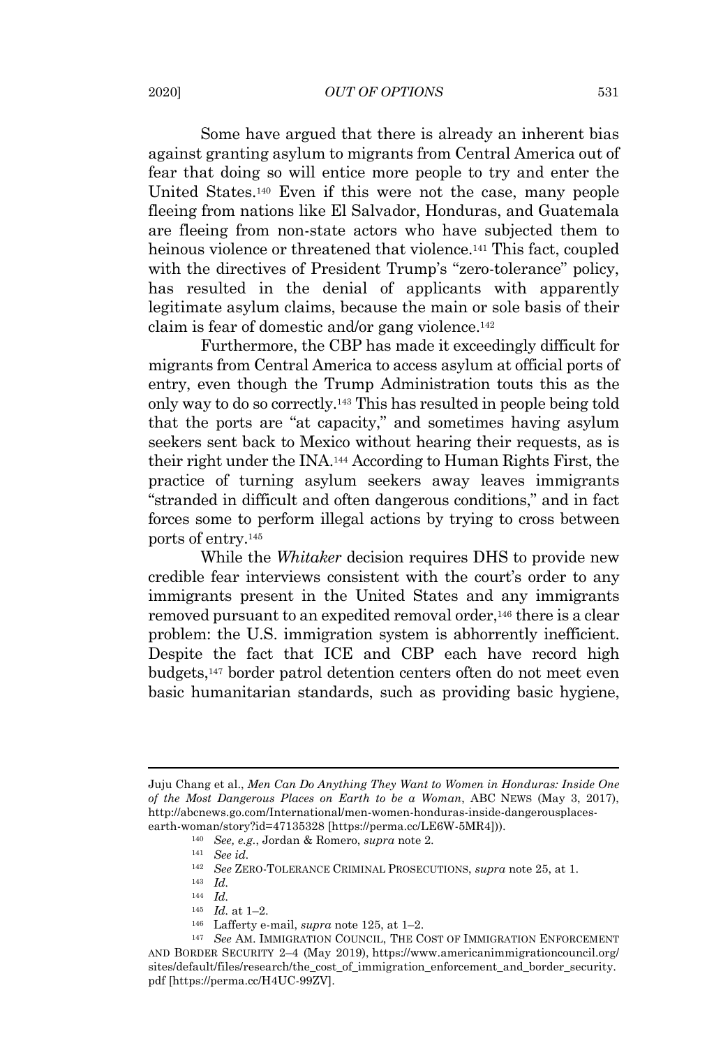Some have argued that there is already an inherent bias against granting asylum to migrants from Central America out of fear that doing so will entice more people to try and enter the United States.[140] Even if this were not the case, many people fleeing from nations like El Salvador, Honduras, and Guatemala are fleeing from non-state actors who have subjected them to heinous violence or threatened that violence.[141] This fact, coupled with the directives of President Trump's "zero-tolerance" policy, has resulted in the denial of applicants with apparently legitimate asylum claims, because the main or sole basis of their claim is fear of domestic and/or gang violence.[142]

Furthermore, the CBP has made it exceedingly difficult for migrants from Central America to access asylum at official ports of entry, even though the Trump Administration touts this as the only way to do so correctly.[143] This has resulted in people being told that the ports are "at capacity," and sometimes having asylum seekers sent back to Mexico without hearing their requests, as is their right under the INA.[144] According to Human Rights First, the practice of turning asylum seekers away leaves immigrants "stranded in difficult and often dangerous conditions," and in fact forces some to perform illegal actions by trying to cross between ports of entry.[145]

While the *Whitaker* decision requires DHS to provide new credible fear interviews consistent with the court's order to any immigrants present in the United States and any immigrants removed pursuant to an expedited removal order,[146] there is a clear problem: the U.S. immigration system is abhorrently inefficient. Despite the fact that ICE and CBP each have record high budgets,[147] border patrol detention centers often do not meet even basic humanitarian standards, such as providing basic hygiene,

---

Juju Chang et al., *Men Can Do Anything They Want to Women in Honduras: Inside One of the Most Dangerous Places on Earth to be a Woman*, ABC NEWS (May 3, 2017), http://abcnews.go.com/International/men-women-honduras-inside-dangerousplaces-earth-woman/story?id=47135328 [https://perma.cc/LE6W-5MR4])).

[140] *See, e.g.*, Jordan & Romero, *supra* note 2.

[141] *See id.*

[142] *See* ZERO-TOLERANCE CRIMINAL PROSECUTIONS, *supra* note 25, at 1.

[143] *Id.*

[144] *Id.*

[145] *Id.* at 1–2.

[146] Lafferty e-mail, *supra* note 125, at 1–2.

[147] *See* AM. IMMIGRATION COUNCIL, THE COST OF IMMIGRATION ENFORCEMENT AND BORDER SECURITY 2–4 (May 2019), https://www.americanimmigrationcouncil.org/sites/default/files/research/the_cost_of_immigration_enforcement_and_border_security.pdf [https://perma.cc/H4UC-99ZV].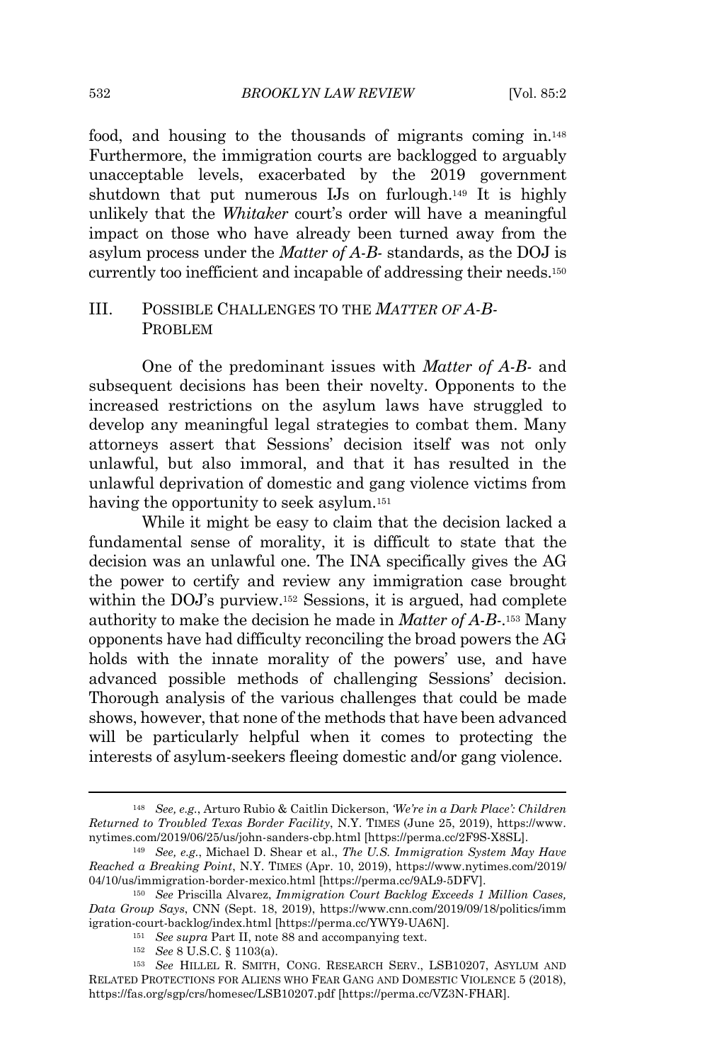food, and housing to the thousands of migrants coming in.[148] Furthermore, the immigration courts are backlogged to arguably unacceptable levels, exacerbated by the 2019 government shutdown that put numerous IJs on furlough.[149] It is highly unlikely that the *Whitaker* court's order will have a meaningful impact on those who have already been turned away from the asylum process under the *Matter of A-B-* standards, as the DOJ is currently too inefficient and incapable of addressing their needs.[150]

## III. POSSIBLE CHALLENGES TO THE *MATTER OF A-B-* PROBLEM

One of the predominant issues with *Matter of A-B-* and subsequent decisions has been their novelty. Opponents to the increased restrictions on the asylum laws have struggled to develop any meaningful legal strategies to combat them. Many attorneys assert that Sessions' decision itself was not only unlawful, but also immoral, and that it has resulted in the unlawful deprivation of domestic and gang violence victims from having the opportunity to seek asylum.[151]

While it might be easy to claim that the decision lacked a fundamental sense of morality, it is difficult to state that the decision was an unlawful one. The INA specifically gives the AG the power to certify and review any immigration case brought within the DOJ's purview.[152] Sessions, it is argued, had complete authority to make the decision he made in *Matter of A-B-*.[153] Many opponents have had difficulty reconciling the broad powers the AG holds with the innate morality of the powers' use, and have advanced possible methods of challenging Sessions' decision. Thorough analysis of the various challenges that could be made shows, however, that none of the methods that have been advanced will be particularly helpful when it comes to protecting the interests of asylum-seekers fleeing domestic and/or gang violence.

---

[148] *See, e.g.*, Arturo Rubio & Caitlin Dickerson, *'We're in a Dark Place': Children Returned to Troubled Texas Border Facility*, N.Y. TIMES (June 25, 2019), https://www.nytimes.com/2019/06/25/us/john-sanders-cbp.html [https://perma.cc/2F9S-X8SL].

[149] *See, e.g.*, Michael D. Shear et al., *The U.S. Immigration System May Have Reached a Breaking Point*, N.Y. TIMES (Apr. 10, 2019), https://www.nytimes.com/2019/04/10/us/immigration-border-mexico.html [https://perma.cc/9AL9-5DFV].

[150] *See* Priscilla Alvarez, *Immigration Court Backlog Exceeds 1 Million Cases, Data Group Says*, CNN (Sept. 18, 2019), https://www.cnn.com/2019/09/18/politics/immigration-court-backlog/index.html [https://perma.cc/YWY9-UA6N].

[151] *See supra* Part II, note 88 and accompanying text.

[152] *See* 8 U.S.C. § 1103(a).

[153] *See* HILLEL R. SMITH, CONG. RESEARCH SERV., LSB10207, ASYLUM AND RELATED PROTECTIONS FOR ALIENS WHO FEAR GANG AND DOMESTIC VIOLENCE 5 (2018), https://fas.org/sgp/crs/homesec/LSB10207.pdf [https://perma.cc/VZ3N-FHAR].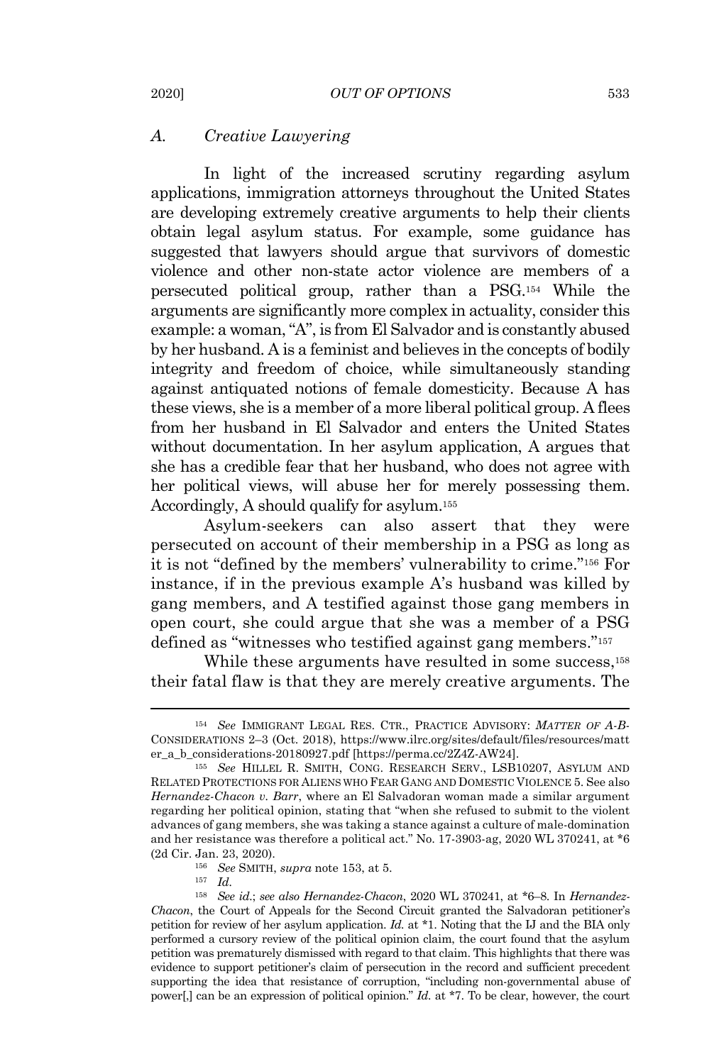### *A. Creative Lawyering*

In light of the increased scrutiny regarding asylum applications, immigration attorneys throughout the United States are developing extremely creative arguments to help their clients obtain legal asylum status. For example, some guidance has suggested that lawyers should argue that survivors of domestic violence and other non-state actor violence are members of a persecuted political group, rather than a PSG.[154] While the arguments are significantly more complex in actuality, consider this example: a woman, "A", is from El Salvador and is constantly abused by her husband. A is a feminist and believes in the concepts of bodily integrity and freedom of choice, while simultaneously standing against antiquated notions of female domesticity. Because A has these views, she is a member of a more liberal political group. A flees from her husband in El Salvador and enters the United States without documentation. In her asylum application, A argues that she has a credible fear that her husband, who does not agree with her political views, will abuse her for merely possessing them. Accordingly, A should qualify for asylum.[155]

Asylum-seekers can also assert that they were persecuted on account of their membership in a PSG as long as it is not "defined by the members' vulnerability to crime."[156] For instance, if in the previous example A's husband was killed by gang members, and A testified against those gang members in open court, she could argue that she was a member of a PSG defined as "witnesses who testified against gang members."[157]

While these arguments have resulted in some success,[158] their fatal flaw is that they are merely creative arguments. The

---

[154] *See* IMMIGRANT LEGAL RES. CTR., PRACTICE ADVISORY: *MATTER OF A-B-* CONSIDERATIONS 2–3 (Oct. 2018), https://www.ilrc.org/sites/default/files/resources/matter_a_b_considerations-20180927.pdf [https://perma.cc/2Z4Z-AW24].

[155] *See* HILLEL R. SMITH, CONG. RESEARCH SERV., LSB10207, ASYLUM AND RELATED PROTECTIONS FOR ALIENS WHO FEAR GANG AND DOMESTIC VIOLENCE 5. See also *Hernandez-Chacon v. Barr*, where an El Salvadoran woman made a similar argument regarding her political opinion, stating that "when she refused to submit to the violent advances of gang members, she was taking a stance against a culture of male-domination and her resistance was therefore a political act." No. 17-3903-ag, 2020 WL 370241, at *6 (2d Cir. Jan. 23, 2020).

[156] *See* SMITH, *supra* note 153, at 5.

[157] *Id.*

[158] *See id.*; *see also Hernandez-Chacon*, 2020 WL 370241, at *6–8. In *Hernandez-Chacon*, the Court of Appeals for the Second Circuit granted the Salvadoran petitioner's petition for review of her asylum application. *Id.* at *1. Noting that the IJ and the BIA only performed a cursory review of the political opinion claim, the court found that the asylum petition was prematurely dismissed with regard to that claim. This highlights that there was evidence to support petitioner's claim of persecution in the record and sufficient precedent supporting the idea that resistance of corruption, "including non-governmental abuse of power[,] can be an expression of political opinion." *Id.* at *7. To be clear, however, the court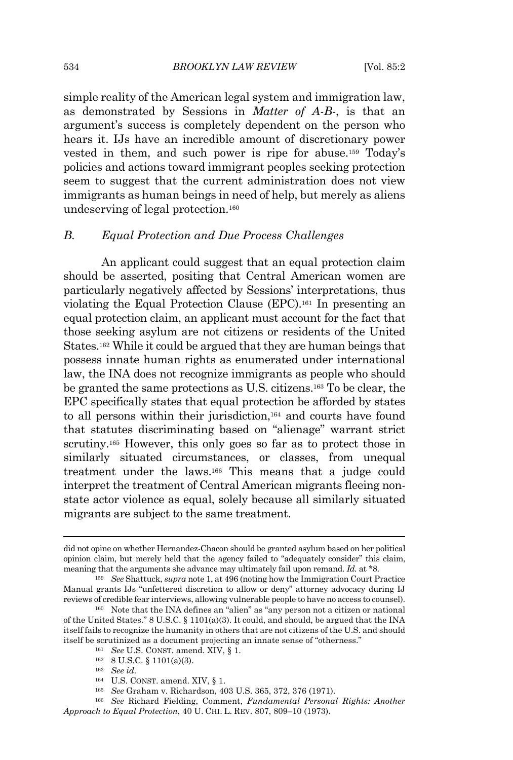simple reality of the American legal system and immigration law, as demonstrated by Sessions in *Matter of A-B-*, is that an argument's success is completely dependent on the person who hears it. IJs have an incredible amount of discretionary power vested in them, and such power is ripe for abuse.[159] Today's policies and actions toward immigrant peoples seeking protection seem to suggest that the current administration does not view immigrants as human beings in need of help, but merely as aliens undeserving of legal protection.[160]

### B. Equal Protection and Due Process Challenges

An applicant could suggest that an equal protection claim should be asserted, positing that Central American women are particularly negatively affected by Sessions' interpretations, thus violating the Equal Protection Clause (EPC).[161] In presenting an equal protection claim, an applicant must account for the fact that those seeking asylum are not citizens or residents of the United States.[162] While it could be argued that they are human beings that possess innate human rights as enumerated under international law, the INA does not recognize immigrants as people who should be granted the same protections as U.S. citizens.[163] To be clear, the EPC specifically states that equal protection be afforded by states to all persons within their jurisdiction,[164] and courts have found that statutes discriminating based on "alienage" warrant strict scrutiny.[165] However, this only goes so far as to protect those in similarly situated circumstances, or classes, from unequal treatment under the laws.[166] This means that a judge could interpret the treatment of Central American migrants fleeing non-state actor violence as equal, solely because all similarly situated migrants are subject to the same treatment.

---

did not opine on whether Hernandez-Chacon should be granted asylum based on her political opinion claim, but merely held that the agency failed to "adequately consider" this claim, meaning that the arguments she advance may ultimately fail upon remand. *Id.* at *8.

[159] *See* Shattuck, *supra* note 1, at 496 (noting how the Immigration Court Practice Manual grants IJs "unfettered discretion to allow or deny" attorney advocacy during IJ reviews of credible fear interviews, allowing vulnerable people to have no access to counsel).

[160] Note that the INA defines an "alien" as "any person not a citizen or national of the United States." 8 U.S.C. § 1101(a)(3). It could, and should, be argued that the INA itself fails to recognize the humanity in others that are not citizens of the U.S. and should itself be scrutinized as a document projecting an innate sense of "otherness."

[161] *See* U.S. CONST. amend. XIV, § 1.

[162] 8 U.S.C. § 1101(a)(3).

[163] *See id.*

[164] U.S. CONST. amend. XIV, § 1.

[165] *See* Graham v. Richardson, 403 U.S. 365, 372, 376 (1971).

[166] *See* Richard Fielding, Comment, *Fundamental Personal Rights: Another Approach to Equal Protection*, 40 U. CHI. L. REV. 807, 809–10 (1973).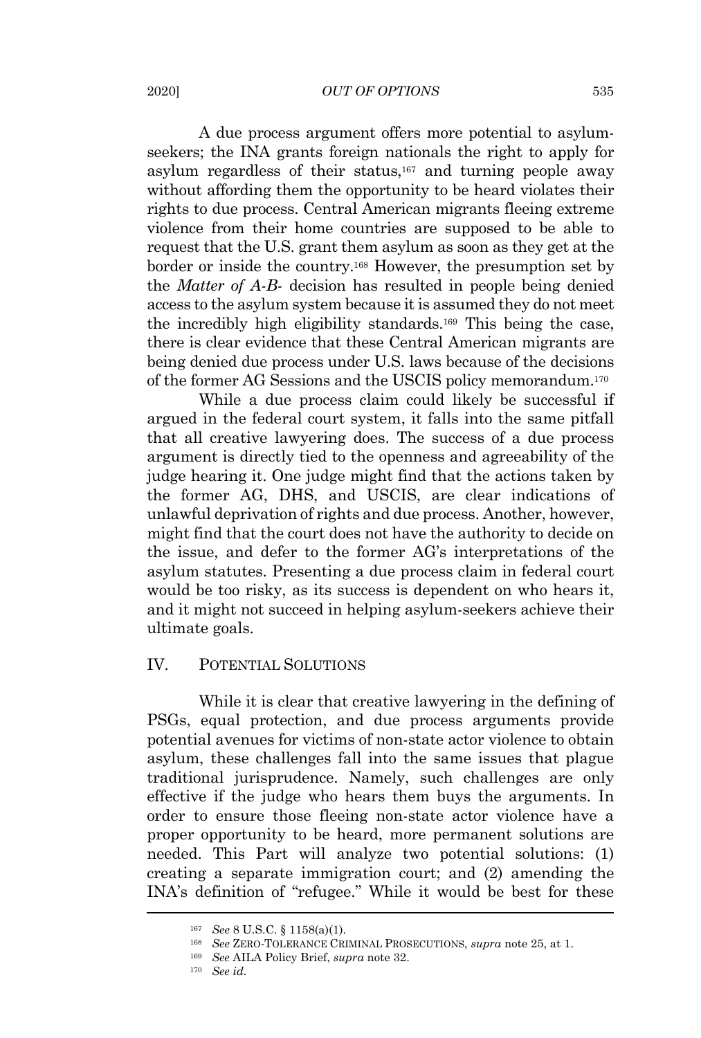A due process argument offers more potential to asylum-seekers; the INA grants foreign nationals the right to apply for asylum regardless of their status,[167] and turning people away without affording them the opportunity to be heard violates their rights to due process. Central American migrants fleeing extreme violence from their home countries are supposed to be able to request that the U.S. grant them asylum as soon as they get at the border or inside the country.[168] However, the presumption set by the *Matter of A-B-* decision has resulted in people being denied access to the asylum system because it is assumed they do not meet the incredibly high eligibility standards.[169] This being the case, there is clear evidence that these Central American migrants are being denied due process under U.S. laws because of the decisions of the former AG Sessions and the USCIS policy memorandum.[170]

While a due process claim could likely be successful if argued in the federal court system, it falls into the same pitfall that all creative lawyering does. The success of a due process argument is directly tied to the openness and agreeability of the judge hearing it. One judge might find that the actions taken by the former AG, DHS, and USCIS, are clear indications of unlawful deprivation of rights and due process. Another, however, might find that the court does not have the authority to decide on the issue, and defer to the former AG's interpretations of the asylum statutes. Presenting a due process claim in federal court would be too risky, as its success is dependent on who hears it, and it might not succeed in helping asylum-seekers achieve their ultimate goals.

## IV. POTENTIAL SOLUTIONS

While it is clear that creative lawyering in the defining of PSGs, equal protection, and due process arguments provide potential avenues for victims of non-state actor violence to obtain asylum, these challenges fall into the same issues that plague traditional jurisprudence. Namely, such challenges are only effective if the judge who hears them buys the arguments. In order to ensure those fleeing non-state actor violence have a proper opportunity to be heard, more permanent solutions are needed. This Part will analyze two potential solutions: (1) creating a separate immigration court; and (2) amending the INA's definition of "refugee." While it would be best for these

---

[167] *See* 8 U.S.C. § 1158(a)(1).

[168] *See* ZERO-TOLERANCE CRIMINAL PROSECUTIONS, *supra* note 25, at 1.

[169] *See* AILA Policy Brief, *supra* note 32.

[170] *See id.*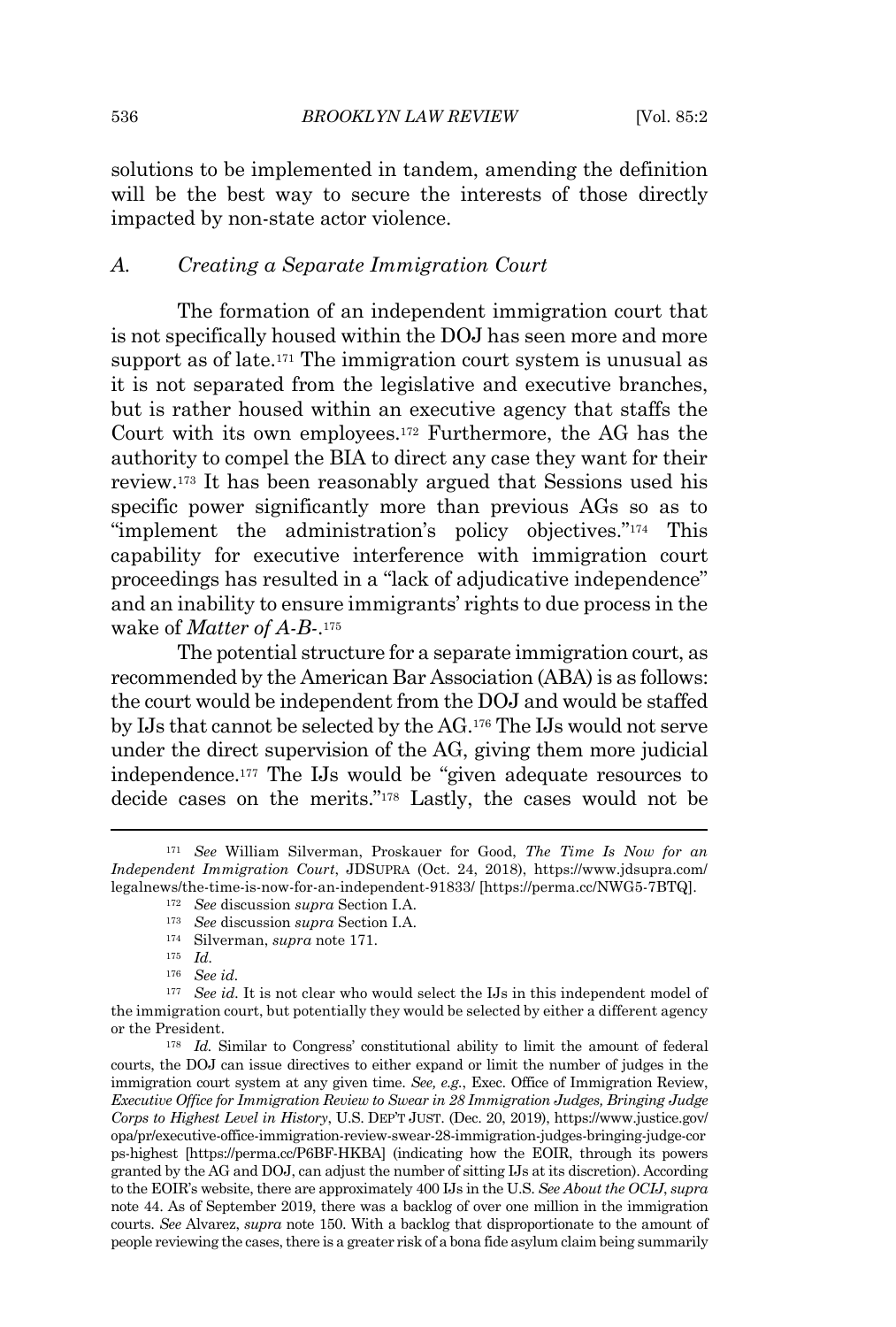solutions to be implemented in tandem, amending the definition will be the best way to secure the interests of those directly impacted by non-state actor violence.

### *A. Creating a Separate Immigration Court*

The formation of an independent immigration court that is not specifically housed within the DOJ has seen more and more support as of late.[171] The immigration court system is unusual as it is not separated from the legislative and executive branches, but is rather housed within an executive agency that staffs the Court with its own employees.[172] Furthermore, the AG has the authority to compel the BIA to direct any case they want for their review.[173] It has been reasonably argued that Sessions used his specific power significantly more than previous AGs so as to "implement the administration's policy objectives."[174] This capability for executive interference with immigration court proceedings has resulted in a "lack of adjudicative independence" and an inability to ensure immigrants' rights to due process in the wake of *Matter of A-B-*.[175]

The potential structure for a separate immigration court, as recommended by the American Bar Association (ABA) is as follows: the court would be independent from the DOJ and would be staffed by IJs that cannot be selected by the AG.[176] The IJs would not serve under the direct supervision of the AG, giving them more judicial independence.[177] The IJs would be "given adequate resources to decide cases on the merits."[178] Lastly, the cases would not be

---

[171] *See* William Silverman, Proskauer for Good, *The Time Is Now for an Independent Immigration Court*, JDSUPRA (Oct. 24, 2018), https://www.jdsupra.com/legalnews/the-time-is-now-for-an-independent-91833/ [https://perma.cc/NWG5-7BTQ].

[172] *See* discussion *supra* Section I.A.

[173] *See* discussion *supra* Section I.A.

[174] Silverman, *supra* note 171.

[175] *Id.*

[176] *See id.*

[177] *See id.* It is not clear who would select the IJs in this independent model of the immigration court, but potentially they would be selected by either a different agency or the President.

[178] *Id.* Similar to Congress' constitutional ability to limit the amount of federal courts, the DOJ can issue directives to either expand or limit the number of judges in the immigration court system at any given time. *See, e.g.*, Exec. Office of Immigration Review, *Executive Office for Immigration Review to Swear in 28 Immigration Judges, Bringing Judge Corps to Highest Level in History*, U.S. DEP'T JUST. (Dec. 20, 2019), https://www.justice.gov/opa/pr/executive-office-immigration-review-swear-28-immigration-judges-bringing-judge-corps-highest [https://perma.cc/P6BF-HKBA] (indicating how the EOIR, through its powers granted by the AG and DOJ, can adjust the number of sitting IJs at its discretion). According to the EOIR's website, there are approximately 400 IJs in the U.S. *See About the OCIJ*, *supra* note 44. As of September 2019, there was a backlog of over one million in the immigration courts. *See* Alvarez, *supra* note 150. With a backlog that disproportionate to the amount of people reviewing the cases, there is a greater risk of a bona fide asylum claim being summarily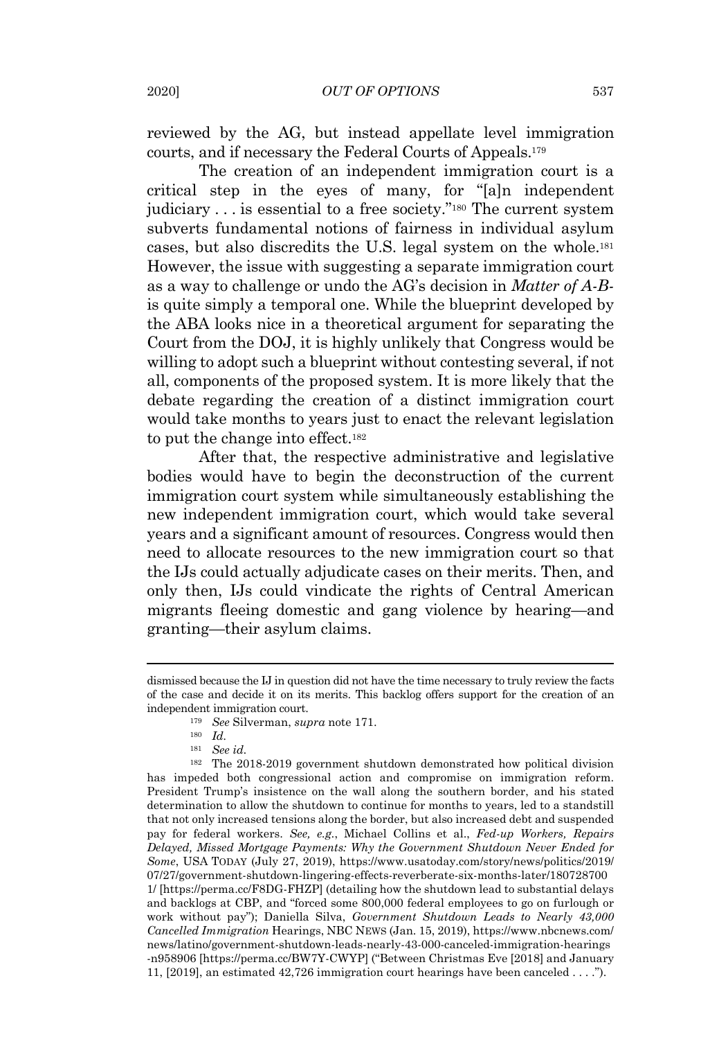reviewed by the AG, but instead appellate level immigration courts, and if necessary the Federal Courts of Appeals.[179]

The creation of an independent immigration court is a critical step in the eyes of many, for "[a]n independent judiciary . . . is essential to a free society."[180] The current system subverts fundamental notions of fairness in individual asylum cases, but also discredits the U.S. legal system on the whole.[181] However, the issue with suggesting a separate immigration court as a way to challenge or undo the AG's decision in *Matter of A-B-* is quite simply a temporal one. While the blueprint developed by the ABA looks nice in a theoretical argument for separating the Court from the DOJ, it is highly unlikely that Congress would be willing to adopt such a blueprint without contesting several, if not all, components of the proposed system. It is more likely that the debate regarding the creation of a distinct immigration court would take months to years just to enact the relevant legislation to put the change into effect.[182]

After that, the respective administrative and legislative bodies would have to begin the deconstruction of the current immigration court system while simultaneously establishing the new independent immigration court, which would take several years and a significant amount of resources. Congress would then need to allocate resources to the new immigration court so that the IJs could actually adjudicate cases on their merits. Then, and only then, IJs could vindicate the rights of Central American migrants fleeing domestic and gang violence by hearing—and granting—their asylum claims.

---

dismissed because the IJ in question did not have the time necessary to truly review the facts of the case and decide it on its merits. This backlog offers support for the creation of an independent immigration court.

[179] *See* Silverman, *supra* note 171.

[180] *Id.*

[181] *See id.*

[182] The 2018-2019 government shutdown demonstrated how political division has impeded both congressional action and compromise on immigration reform. President Trump's insistence on the wall along the southern border, and his stated determination to allow the shutdown to continue for months to years, led to a standstill that not only increased tensions along the border, but also increased debt and suspended pay for federal workers. *See, e.g.*, Michael Collins et al., *Fed-up Workers, Repairs Delayed, Missed Mortgage Payments: Why the Government Shutdown Never Ended for Some*, USA TODAY (July 27, 2019), https://www.usatoday.com/story/news/politics/2019/07/27/government-shutdown-lingering-effects-reverberate-six-months-later/1807287001/ [https://perma.cc/F8DG-FHZP] (detailing how the shutdown lead to substantial delays and backlogs at CBP, and "forced some 800,000 federal employees to go on furlough or work without pay"); Daniella Silva, *Government Shutdown Leads to Nearly 43,000 Cancelled Immigration* Hearings, NBC NEWS (Jan. 15, 2019), https://www.nbcnews.com/news/latino/government-shutdown-leads-nearly-43-000-canceled-immigration-hearings-n958906 [https://perma.cc/BW7Y-CWYP] ("Between Christmas Eve [2018] and January 11, [2019], an estimated 42,726 immigration court hearings have been canceled . . . .").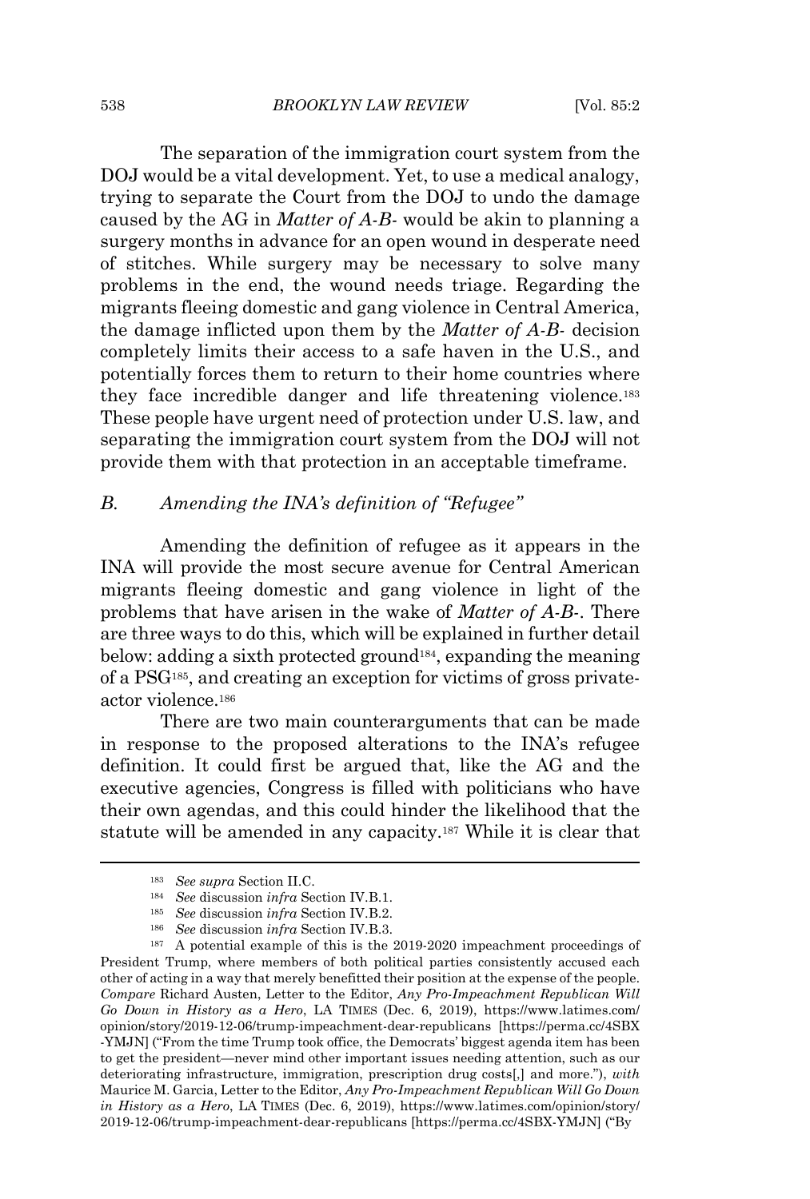The separation of the immigration court system from the DOJ would be a vital development. Yet, to use a medical analogy, trying to separate the Court from the DOJ to undo the damage caused by the AG in *Matter of A-B-* would be akin to planning a surgery months in advance for an open wound in desperate need of stitches. While surgery may be necessary to solve many problems in the end, the wound needs triage. Regarding the migrants fleeing domestic and gang violence in Central America, the damage inflicted upon them by the *Matter of A-B-* decision completely limits their access to a safe haven in the U.S., and potentially forces them to return to their home countries where they face incredible danger and life threatening violence.[183] These people have urgent need of protection under U.S. law, and separating the immigration court system from the DOJ will not provide them with that protection in an acceptable timeframe.

### *B. Amending the INA's definition of "Refugee"*

Amending the definition of refugee as it appears in the INA will provide the most secure avenue for Central American migrants fleeing domestic and gang violence in light of the problems that have arisen in the wake of *Matter of A-B-*. There are three ways to do this, which will be explained in further detail below: adding a sixth protected ground[184], expanding the meaning of a PSG[185], and creating an exception for victims of gross private-actor violence.[186]

There are two main counterarguments that can be made in response to the proposed alterations to the INA's refugee definition. It could first be argued that, like the AG and the executive agencies, Congress is filled with politicians who have their own agendas, and this could hinder the likelihood that the statute will be amended in any capacity.[187] While it is clear that

---

[183] *See supra* Section II.C.

[184] *See* discussion *infra* Section IV.B.1.

[185] *See* discussion *infra* Section IV.B.2.

[186] *See* discussion *infra* Section IV.B.3.

[187] A potential example of this is the 2019-2020 impeachment proceedings of President Trump, where members of both political parties consistently accused each other of acting in a way that merely benefitted their position at the expense of the people. *Compare* Richard Austen, Letter to the Editor, *Any Pro-Impeachment Republican Will Go Down in History as a Hero*, LA TIMES (Dec. 6, 2019), https://www.latimes.com/opinion/story/2019-12-06/trump-impeachment-dear-republicans [https://perma.cc/4SBX-YMJN] ("From the time Trump took office, the Democrats' biggest agenda item has been to get the president—never mind other important issues needing attention, such as our deteriorating infrastructure, immigration, prescription drug costs[,] and more."), *with* Maurice M. Garcia, Letter to the Editor, *Any Pro-Impeachment Republican Will Go Down in History as a Hero*, LA TIMES (Dec. 6, 2019), https://www.latimes.com/opinion/story/2019-12-06/trump-impeachment-dear-republicans [https://perma.cc/4SBX-YMJN] ("By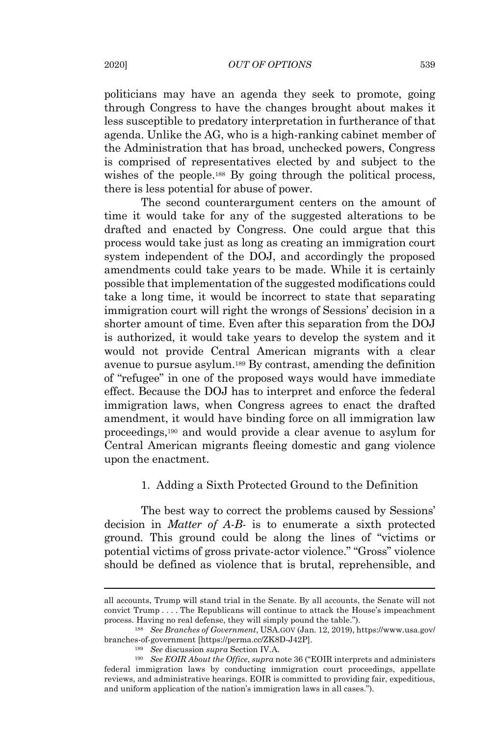politicians may have an agenda they seek to promote, going through Congress to have the changes brought about makes it less susceptible to predatory interpretation in furtherance of that agenda. Unlike the AG, who is a high-ranking cabinet member of the Administration that has broad, unchecked powers, Congress is comprised of representatives elected by and subject to the wishes of the people.[188] By going through the political process, there is less potential for abuse of power.

The second counterargument centers on the amount of time it would take for any of the suggested alterations to be drafted and enacted by Congress. One could argue that this process would take just as long as creating an immigration court system independent of the DOJ, and accordingly the proposed amendments could take years to be made. While it is certainly possible that implementation of the suggested modifications could take a long time, it would be incorrect to state that separating immigration court will right the wrongs of Sessions' decision in a shorter amount of time. Even after this separation from the DOJ is authorized, it would take years to develop the system and it would not provide Central American migrants with a clear avenue to pursue asylum.[189] By contrast, amending the definition of "refugee" in one of the proposed ways would have immediate effect. Because the DOJ has to interpret and enforce the federal immigration laws, when Congress agrees to enact the drafted amendment, it would have binding force on all immigration law proceedings,[190] and would provide a clear avenue to asylum for Central American migrants fleeing domestic and gang violence upon the enactment.

### 1. Adding a Sixth Protected Ground to the Definition

The best way to correct the problems caused by Sessions' decision in *Matter of A-B-* is to enumerate a sixth protected ground. This ground could be along the lines of "victims or potential victims of gross private-actor violence." "Gross" violence should be defined as violence that is brutal, reprehensible, and

---

all accounts, Trump will stand trial in the Senate. By all accounts, the Senate will not convict Trump . . . . The Republicans will continue to attack the House's impeachment process. Having no real defense, they will simply pound the table.").

[188] *See Branches of Government*, USA.GOV (Jan. 12, 2019), https://www.usa.gov/branches-of-government [https://perma.cc/ZK8D-J42P].

[189] *See* discussion *supra* Section IV.A.

[190] *See EOIR About the Office*, *supra* note 36 ("EOIR interprets and administers federal immigration laws by conducting immigration court proceedings, appellate reviews, and administrative hearings. EOIR is committed to providing fair, expeditious, and uniform application of the nation's immigration laws in all cases.").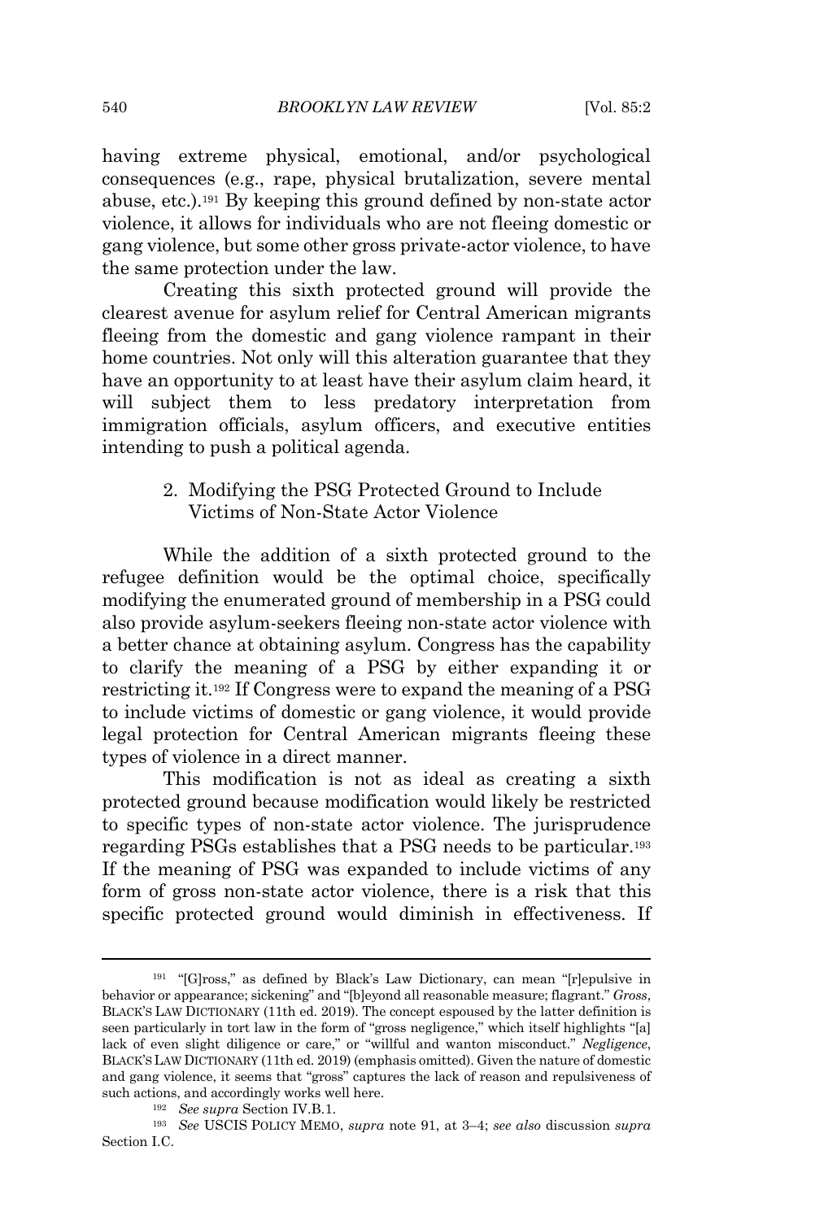having extreme physical, emotional, and/or psychological consequences (e.g., rape, physical brutalization, severe mental abuse, etc.).[191] By keeping this ground defined by non-state actor violence, it allows for individuals who are not fleeing domestic or gang violence, but some other gross private-actor violence, to have the same protection under the law.

Creating this sixth protected ground will provide the clearest avenue for asylum relief for Central American migrants fleeing from the domestic and gang violence rampant in their home countries. Not only will this alteration guarantee that they have an opportunity to at least have their asylum claim heard, it will subject them to less predatory interpretation from immigration officials, asylum officers, and executive entities intending to push a political agenda.

### 2. Modifying the PSG Protected Ground to Include Victims of Non-State Actor Violence

While the addition of a sixth protected ground to the refugee definition would be the optimal choice, specifically modifying the enumerated ground of membership in a PSG could also provide asylum-seekers fleeing non-state actor violence with a better chance at obtaining asylum. Congress has the capability to clarify the meaning of a PSG by either expanding it or restricting it.[192] If Congress were to expand the meaning of a PSG to include victims of domestic or gang violence, it would provide legal protection for Central American migrants fleeing these types of violence in a direct manner.

This modification is not as ideal as creating a sixth protected ground because modification would likely be restricted to specific types of non-state actor violence. The jurisprudence regarding PSGs establishes that a PSG needs to be particular.[193] If the meaning of PSG was expanded to include victims of any form of gross non-state actor violence, there is a risk that this specific protected ground would diminish in effectiveness. If

---

[191] "[G]ross," as defined by Black's Law Dictionary, can mean "[r]epulsive in behavior or appearance; sickening" and "[b]eyond all reasonable measure; flagrant." *Gross*, BLACK'S LAW DICTIONARY (11th ed. 2019). The concept espoused by the latter definition is seen particularly in tort law in the form of "gross negligence," which itself highlights "[a] lack of even slight diligence or care," or "willful and wanton misconduct." *Negligence*, BLACK'S LAW DICTIONARY (11th ed. 2019) (emphasis omitted). Given the nature of domestic and gang violence, it seems that "gross" captures the lack of reason and repulsiveness of such actions, and accordingly works well here.

[192] *See supra* Section IV.B.1.

[193] *See* USCIS POLICY MEMO, *supra* note 91, at 3–4; *see also* discussion *supra* Section I.C.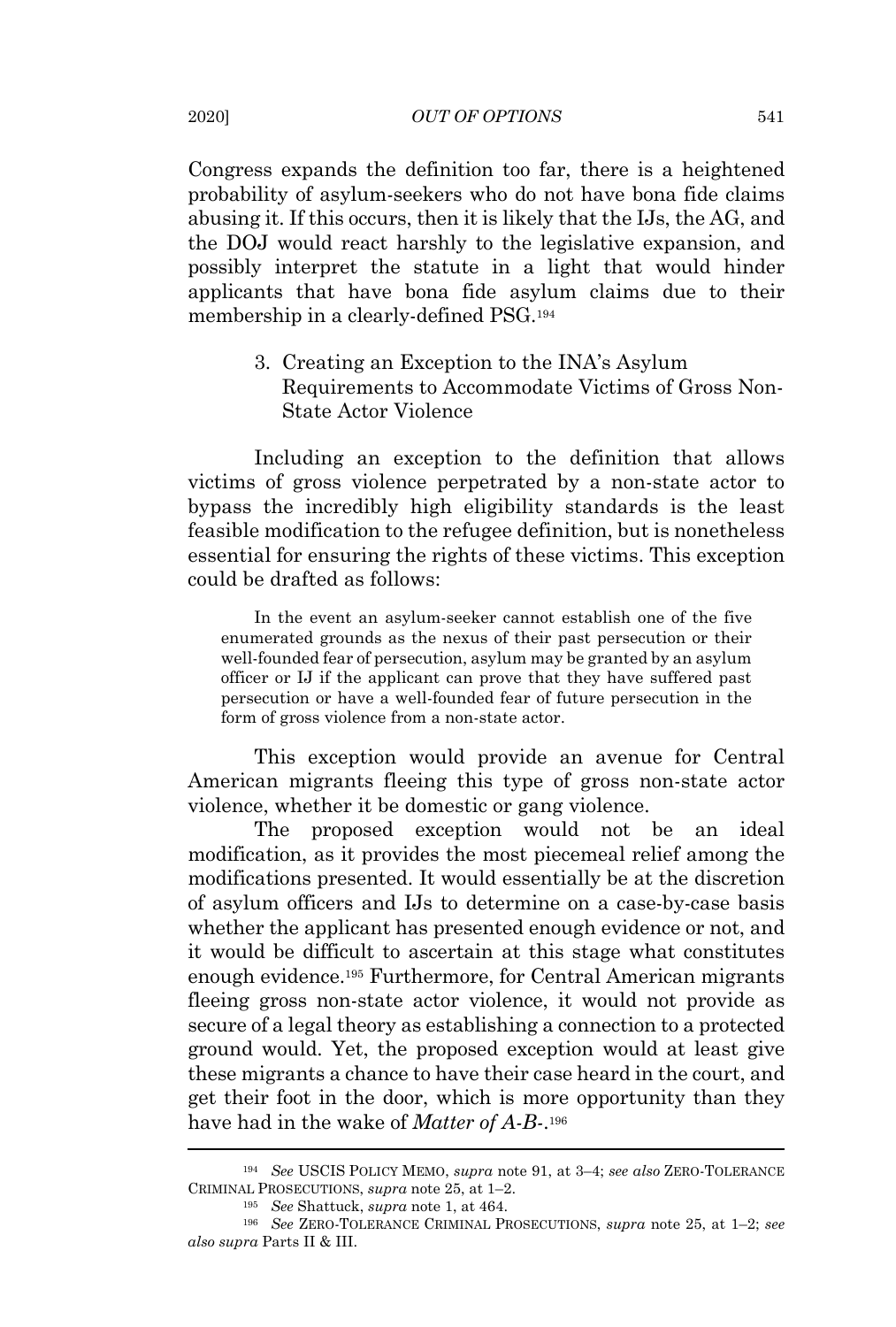Congress expands the definition too far, there is a heightened probability of asylum-seekers who do not have bona fide claims abusing it. If this occurs, then it is likely that the IJs, the AG, and the DOJ would react harshly to the legislative expansion, and possibly interpret the statute in a light that would hinder applicants that have bona fide asylum claims due to their membership in a clearly-defined PSG.[194]

### 3. Creating an Exception to the INA's Asylum Requirements to Accommodate Victims of Gross Non-State Actor Violence

Including an exception to the definition that allows victims of gross violence perpetrated by a non-state actor to bypass the incredibly high eligibility standards is the least feasible modification to the refugee definition, but is nonetheless essential for ensuring the rights of these victims. This exception could be drafted as follows:

> In the event an asylum-seeker cannot establish one of the five enumerated grounds as the nexus of their past persecution or their well-founded fear of persecution, asylum may be granted by an asylum officer or IJ if the applicant can prove that they have suffered past persecution or have a well-founded fear of future persecution in the form of gross violence from a non-state actor.

This exception would provide an avenue for Central American migrants fleeing this type of gross non-state actor violence, whether it be domestic or gang violence.

The proposed exception would not be an ideal modification, as it provides the most piecemeal relief among the modifications presented. It would essentially be at the discretion of asylum officers and IJs to determine on a case-by-case basis whether the applicant has presented enough evidence or not, and it would be difficult to ascertain at this stage what constitutes enough evidence.[195] Furthermore, for Central American migrants fleeing gross non-state actor violence, it would not provide as secure of a legal theory as establishing a connection to a protected ground would. Yet, the proposed exception would at least give these migrants a chance to have their case heard in the court, and get their foot in the door, which is more opportunity than they have had in the wake of *Matter of A-B-*.[196]

---

[194] *See* USCIS POLICY MEMO, *supra* note 91, at 3–4; *see also* ZERO-TOLERANCE CRIMINAL PROSECUTIONS, *supra* note 25, at 1–2.

[195] *See* Shattuck, *supra* note 1, at 464.

[196] *See* ZERO-TOLERANCE CRIMINAL PROSECUTIONS, *supra* note 25, at 1–2; *see also supra* Parts II & III.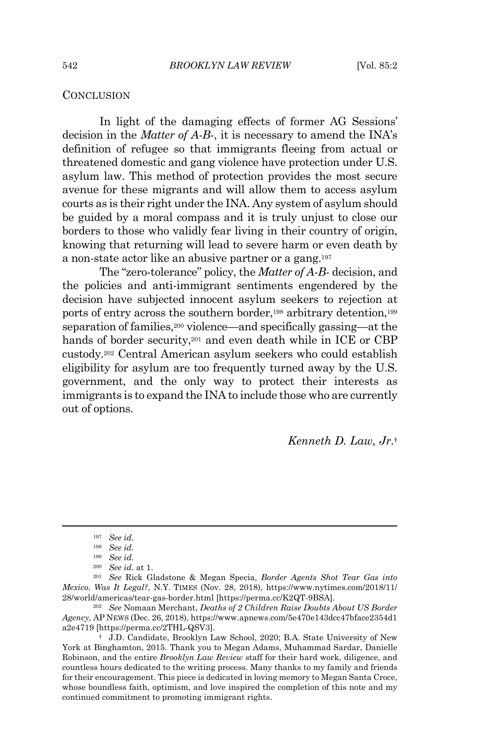## CONCLUSION

In light of the damaging effects of former AG Sessions' decision in the *Matter of A-B-*, it is necessary to amend the INA's definition of refugee so that immigrants fleeing from actual or threatened domestic and gang violence have protection under U.S. asylum law. This method of protection provides the most secure avenue for these migrants and will allow them to access asylum courts as is their right under the INA. Any system of asylum should be guided by a moral compass and it is truly unjust to close our borders to those who validly fear living in their country of origin, knowing that returning will lead to severe harm or even death by a non-state actor like an abusive partner or a gang.[197]

The "zero-tolerance" policy, the *Matter of A-B-* decision, and the policies and anti-immigrant sentiments engendered by the decision have subjected innocent asylum seekers to rejection at ports of entry across the southern border,[198] arbitrary detention,[199] separation of families,[200] violence—and specifically gassing—at the hands of border security,[201] and even death while in ICE or CBP custody.[202] Central American asylum seekers who could establish eligibility for asylum are too frequently turned away by the U.S. government, and the only way to protect their interests as immigrants is to expand the INA to include those who are currently out of options.

*Kenneth D. Law, Jr.*[†]

---

[197] *See id.*

[198] *See id.*

[199] *See id.*

[200] *See id.* at 1.

[201] *See* Rick Gladstone & Megan Specia, *Border Agents Shot Tear Gas into Mexico. Was It Legal?*, N.Y. TIMES (Nov. 28, 2018), https://www.nytimes.com/2018/11/28/world/americas/tear-gas-border.html [https://perma.cc/K2QT-9BSA].

[202] *See* Nomaan Merchant, *Deaths of 2 Children Raise Doubts About US Border Agency*, AP NEWS (Dec. 26, 2018), https://www.apnews.com/5e470e143dcc47bface2354d1a2e4719 [https://perma.cc/2THL-QSV3].

[†] J.D. Candidate, Brooklyn Law School, 2020; B.A. State University of New York at Binghamton, 2015. Thank you to Megan Adams, Muhammad Sardar, Danielle Robinson, and the entire *Brooklyn Law Review* staff for their hard work, diligence, and countless hours dedicated to the writing process. Many thanks to my family and friends for their encouragement. This piece is dedicated in loving memory to Megan Santa Croce, whose boundless faith, optimism, and love inspired the completion of this note and my continued commitment to promoting immigrant rights.